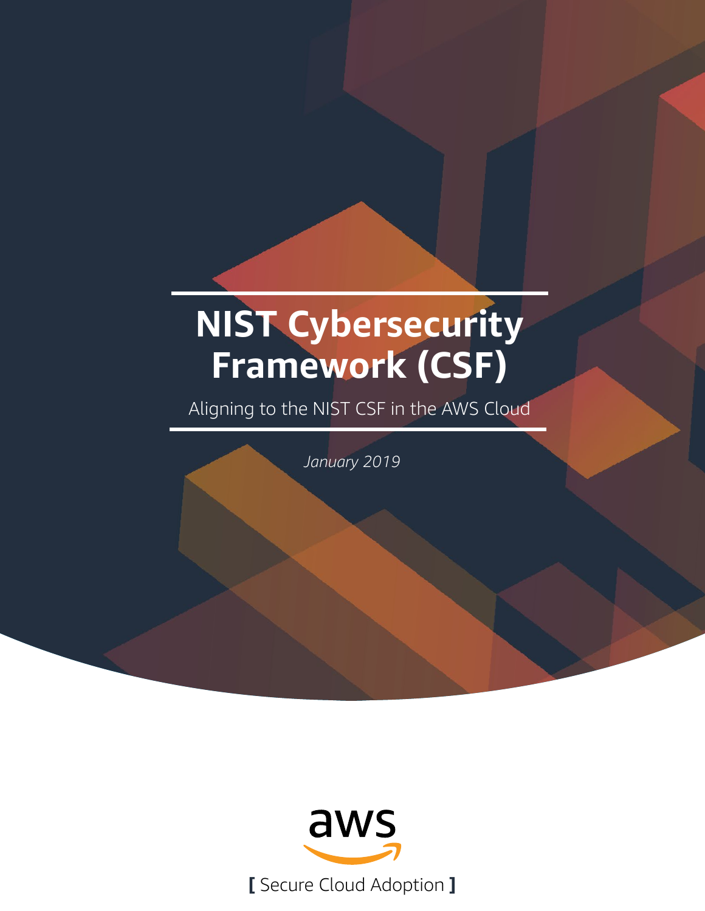# NIST Cybersecurity Framework (CSF)

Aligning to the NIST CSF in the AWS Cloud

*January 2019*

aws

[ Secure Cloud Adoption ]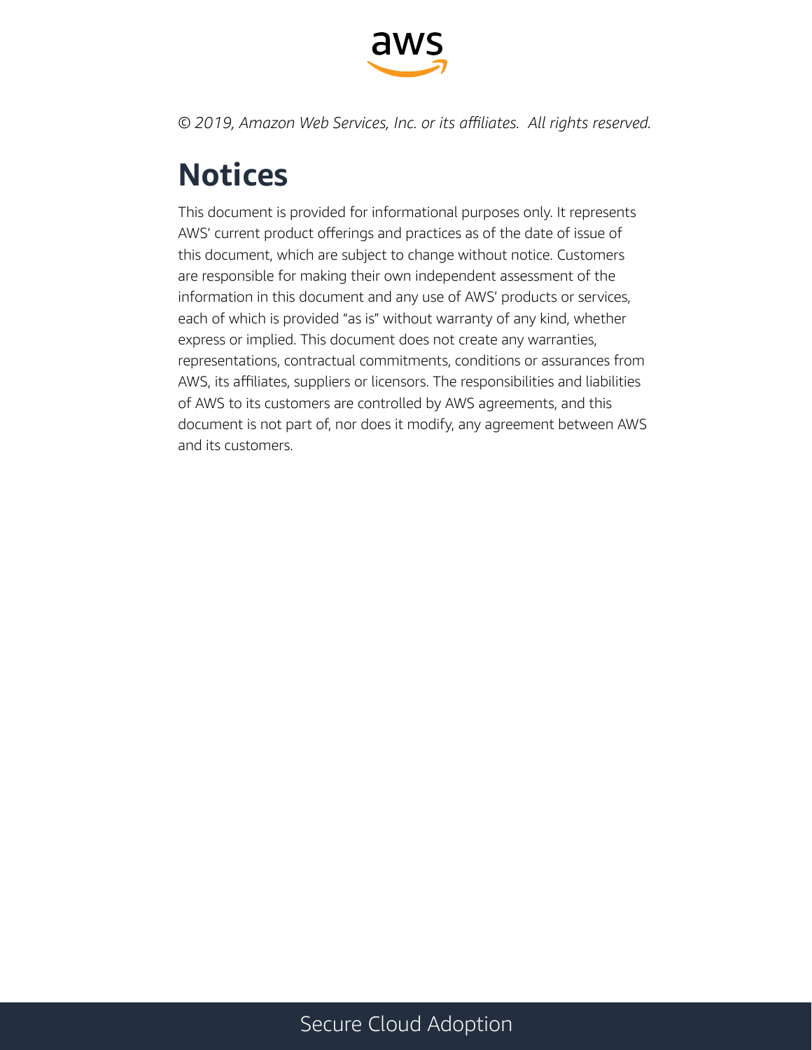*© 2019, Amazon Web Services, Inc. or its affiliates. All rights reserved.*

# Notices

This document is provided for informational purposes only. It represents AWS' current product offerings and practices as of the date of issue of this document, which are subject to change without notice. Customers are responsible for making their own independent assessment of the information in this document and any use of AWS' products or services, each of which is provided "as is" without warranty of any kind, whether express or implied. This document does not create any warranties, representations, contractual commitments, conditions or assurances from AWS, its affiliates, suppliers or licensors. The responsibilities and liabilities of AWS to its customers are controlled by AWS agreements, and this document is not part of, nor does it modify, any agreement between AWS and its customers.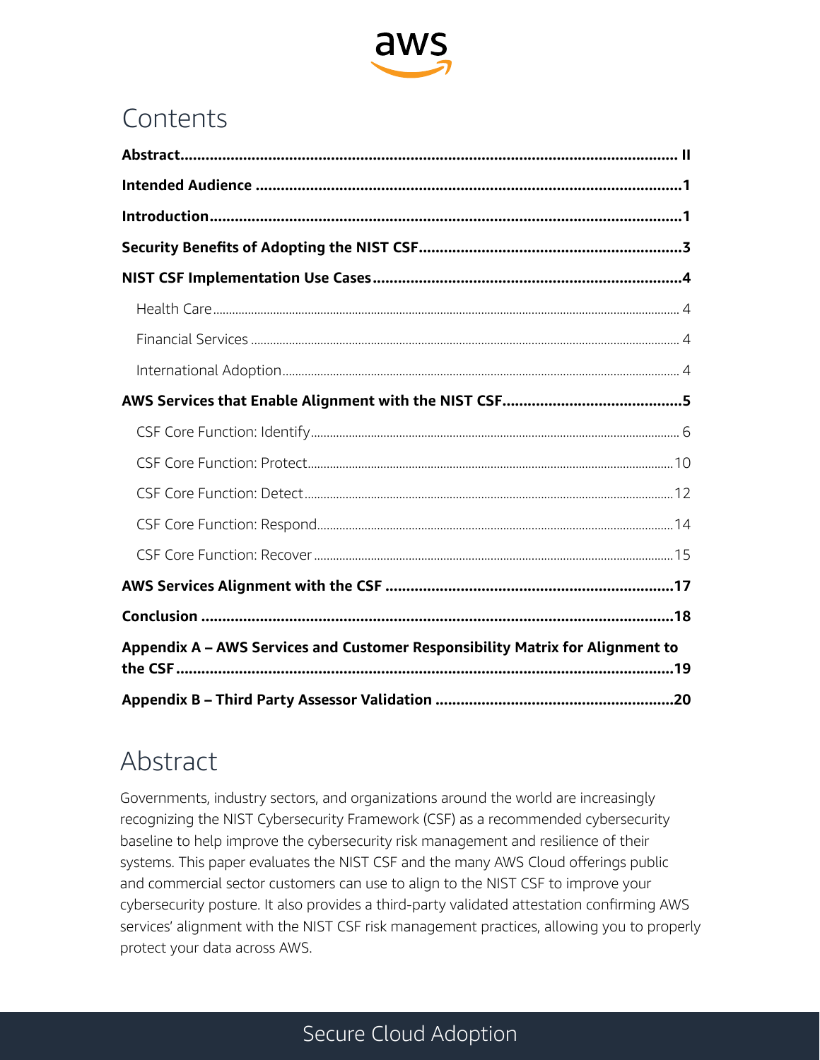# Contents

**Abstract** ........................................................ II

**Intended Audience** ........................................................ 1

**Introduction** ........................................................ 1

**Security Benefits of Adopting the NIST CSF** ........................................................ 3

**NIST CSF Implementation Use Cases** ........................................................ 4

- Health Care ........................................................ 4
- Financial Services ........................................................ 4
- International Adoption ........................................................ 4

**AWS Services that Enable Alignment with the NIST CSF** ........................................................ 5

- CSF Core Function: Identify ........................................................ 6
- CSF Core Function: Protect ........................................................ 10
- CSF Core Function: Detect ........................................................ 12
- CSF Core Function: Respond ........................................................ 14
- CSF Core Function: Recover ........................................................ 15

**AWS Services Alignment with the CSF** ........................................................ 17

**Conclusion** ........................................................ 18

**Appendix A – AWS Services and Customer Responsibility Matrix for Alignment to the CSF** ........................................................ 19

**Appendix B – Third Party Assessor Validation** ........................................................ 20

# Abstract

Governments, industry sectors, and organizations around the world are increasingly recognizing the NIST Cybersecurity Framework (CSF) as a recommended cybersecurity baseline to help improve the cybersecurity risk management and resilience of their systems. This paper evaluates the NIST CSF and the many AWS Cloud offerings public and commercial sector customers can use to align to the NIST CSF to improve your cybersecurity posture. It also provides a third-party validated attestation confirming AWS services' alignment with the NIST CSF risk management practices, allowing you to properly protect your data across AWS.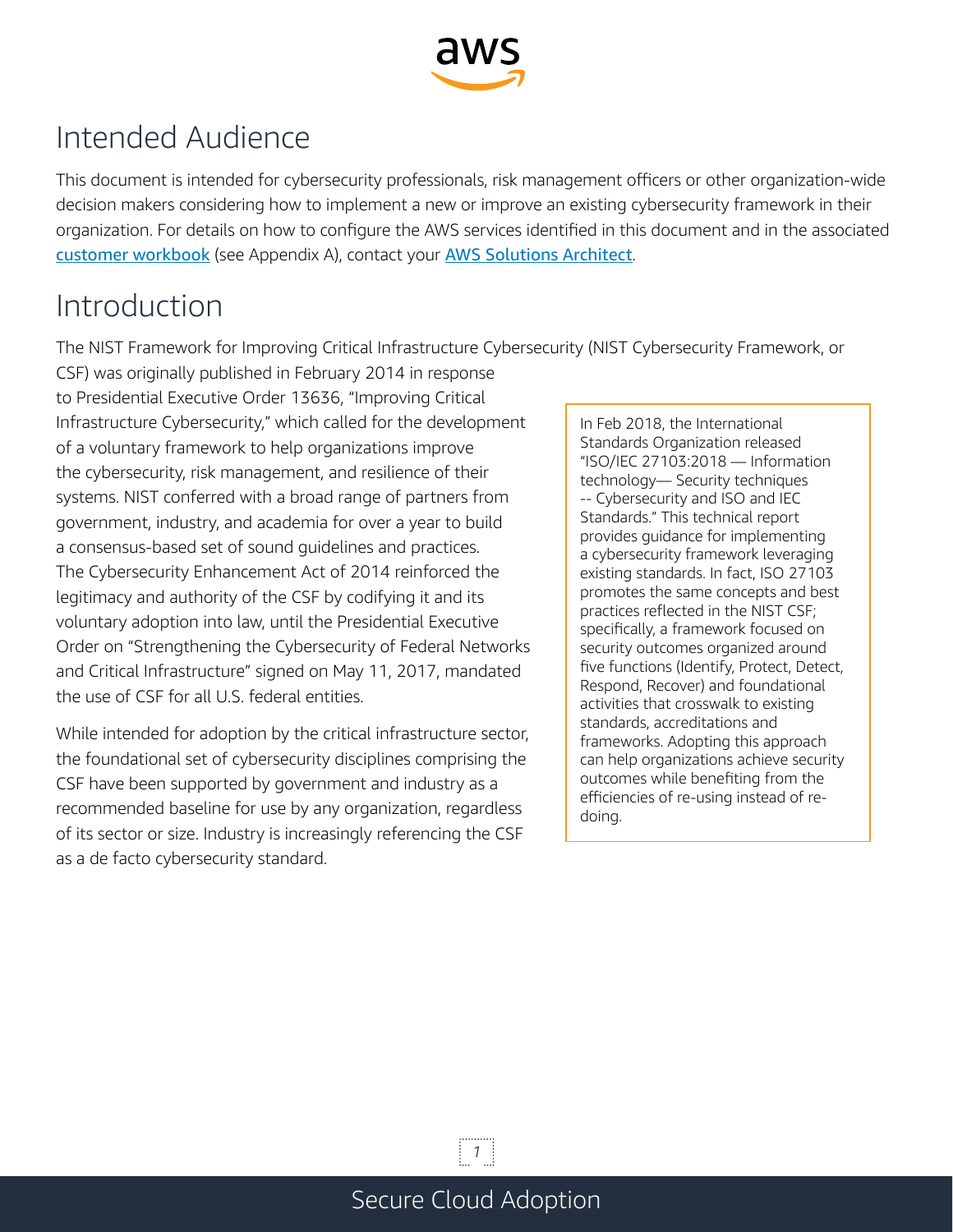# Intended Audience

This document is intended for cybersecurity professionals, risk management officers or other organization-wide decision makers considering how to implement a new or improve an existing cybersecurity framework in their organization. For details on how to configure the AWS services identified in this document and in the associated customer workbook (see Appendix A), contact your AWS Solutions Architect.

# Introduction

The NIST Framework for Improving Critical Infrastructure Cybersecurity (NIST Cybersecurity Framework, or CSF) was originally published in February 2014 in response to Presidential Executive Order 13636, "Improving Critical Infrastructure Cybersecurity," which called for the development of a voluntary framework to help organizations improve the cybersecurity, risk management, and resilience of their systems. NIST conferred with a broad range of partners from government, industry, and academia for over a year to build a consensus-based set of sound guidelines and practices. The Cybersecurity Enhancement Act of 2014 reinforced the legitimacy and authority of the CSF by codifying it and its voluntary adoption into law, until the Presidential Executive Order on "Strengthening the Cybersecurity of Federal Networks and Critical Infrastructure" signed on May 11, 2017, mandated the use of CSF for all U.S. federal entities.

While intended for adoption by the critical infrastructure sector, the foundational set of cybersecurity disciplines comprising the CSF have been supported by government and industry as a recommended baseline for use by any organization, regardless of its sector or size. Industry is increasingly referencing the CSF as a de facto cybersecurity standard.

> In Feb 2018, the International Standards Organization released "ISO/IEC 27103:2018 — Information technology— Security techniques -- Cybersecurity and ISO and IEC Standards." This technical report provides guidance for implementing a cybersecurity framework leveraging existing standards. In fact, ISO 27103 promotes the same concepts and best practices reflected in the NIST CSF; specifically, a framework focused on security outcomes organized around five functions (Identify, Protect, Detect, Respond, Recover) and foundational activities that crosswalk to existing standards, accreditations and frameworks. Adopting this approach can help organizations achieve security outcomes while benefiting from the efficiencies of re-using instead of re-doing.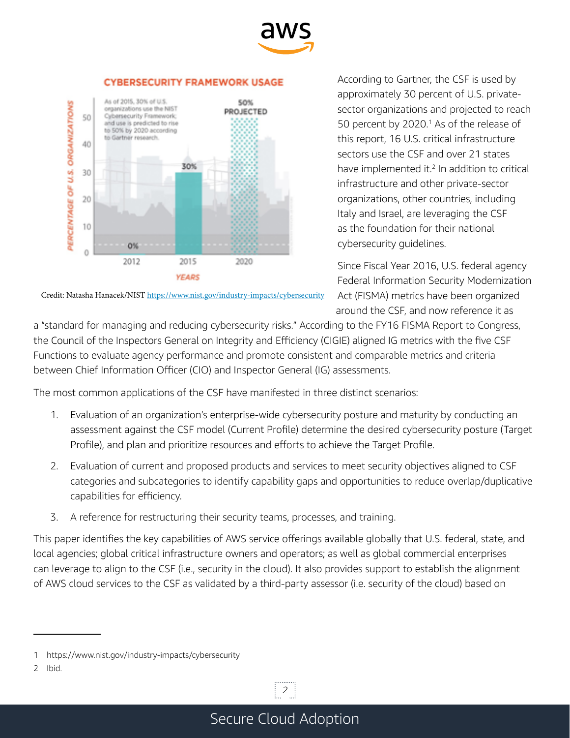According to Gartner, the CSF is used by approximately 30 percent of U.S. private-sector organizations and projected to reach 50 percent by 2020.[1] As of the release of this report, 16 U.S. critical infrastructure sectors use the CSF and over 21 states have implemented it.[2] In addition to critical infrastructure and other private-sector organizations, other countries, including Italy and Israel, are leveraging the CSF as the foundation for their national cybersecurity guidelines.

Credit: Natasha Hanacek/NIST https://www.nist.gov/industry-impacts/cybersecurity

Since Fiscal Year 2016, U.S. federal agency Federal Information Security Modernization Act (FISMA) metrics have been organized around the CSF, and now reference it as a "standard for managing and reducing cybersecurity risks." According to the FY16 FISMA Report to Congress, the Council of the Inspectors General on Integrity and Efficiency (CIGIE) aligned IG metrics with the five CSF Functions to evaluate agency performance and promote consistent and comparable metrics and criteria between Chief Information Officer (CIO) and Inspector General (IG) assessments.

The most common applications of the CSF have manifested in three distinct scenarios:

1. Evaluation of an organization's enterprise-wide cybersecurity posture and maturity by conducting an assessment against the CSF model (Current Profile) determine the desired cybersecurity posture (Target Profile), and plan and prioritize resources and efforts to achieve the Target Profile.
2. Evaluation of current and proposed products and services to meet security objectives aligned to CSF categories and subcategories to identify capability gaps and opportunities to reduce overlap/duplicative capabilities for efficiency.
3. A reference for restructuring their security teams, processes, and training.

This paper identifies the key capabilities of AWS service offerings available globally that U.S. federal, state, and local agencies; global critical infrastructure owners and operators; as well as global commercial enterprises can leverage to align to the CSF (i.e., security in the cloud). It also provides support to establish the alignment of AWS cloud services to the CSF as validated by a third-party assessor (i.e. security of the cloud) based on

---

1 https://www.nist.gov/industry-impacts/cybersecurity

2 Ibid.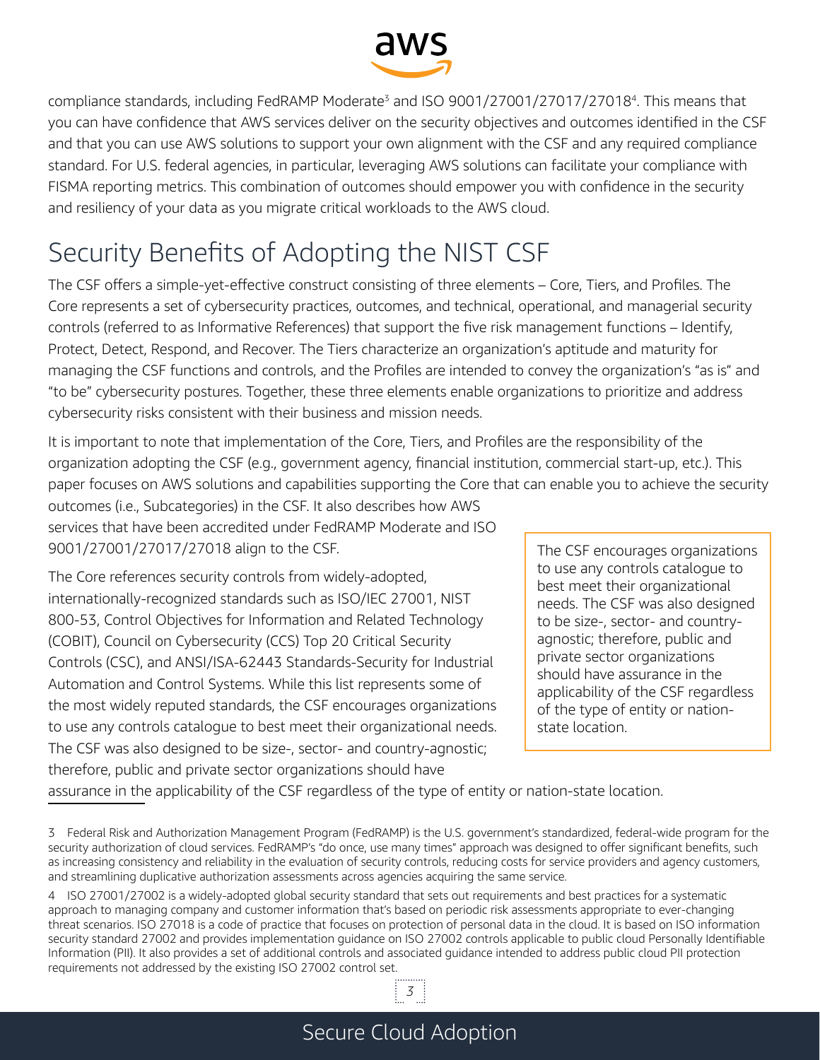compliance standards, including FedRAMP Moderate[3] and ISO 9001/27001/27017/27018[4]. This means that you can have confidence that AWS services deliver on the security objectives and outcomes identified in the CSF and that you can use AWS solutions to support your own alignment with the CSF and any required compliance standard. For U.S. federal agencies, in particular, leveraging AWS solutions can facilitate your compliance with FISMA reporting metrics. This combination of outcomes should empower you with confidence in the security and resiliency of your data as you migrate critical workloads to the AWS cloud.

# Security Benefits of Adopting the NIST CSF

The CSF offers a simple-yet-effective construct consisting of three elements – Core, Tiers, and Profiles. The Core represents a set of cybersecurity practices, outcomes, and technical, operational, and managerial security controls (referred to as Informative References) that support the five risk management functions – Identify, Protect, Detect, Respond, and Recover. The Tiers characterize an organization's aptitude and maturity for managing the CSF functions and controls, and the Profiles are intended to convey the organization's "as is" and "to be" cybersecurity postures. Together, these three elements enable organizations to prioritize and address cybersecurity risks consistent with their business and mission needs.

It is important to note that implementation of the Core, Tiers, and Profiles are the responsibility of the organization adopting the CSF (e.g., government agency, financial institution, commercial start-up, etc.). This paper focuses on AWS solutions and capabilities supporting the Core that can enable you to achieve the security outcomes (i.e., Subcategories) in the CSF. It also describes how AWS services that have been accredited under FedRAMP Moderate and ISO 9001/27001/27017/27018 align to the CSF.

The Core references security controls from widely-adopted, internationally-recognized standards such as ISO/IEC 27001, NIST 800-53, Control Objectives for Information and Related Technology (COBIT), Council on Cybersecurity (CCS) Top 20 Critical Security Controls (CSC), and ANSI/ISA-62443 Standards-Security for Industrial Automation and Control Systems. While this list represents some of the most widely reputed standards, the CSF encourages organizations to use any controls catalogue to best meet their organizational needs. The CSF was also designed to be size-, sector- and country-agnostic; therefore, public and private sector organizations should have assurance in the applicability of the CSF regardless of the type of entity or nation-state location.

> The CSF encourages organizations to use any controls catalogue to best meet their organizational needs. The CSF was also designed to be size-, sector- and country-agnostic; therefore, public and private sector organizations should have assurance in the applicability of the CSF regardless of the type of entity or nation-state location.

---

[3] Federal Risk and Authorization Management Program (FedRAMP) is the U.S. government's standardized, federal-wide program for the security authorization of cloud services. FedRAMP's "do once, use many times" approach was designed to offer significant benefits, such as increasing consistency and reliability in the evaluation of security controls, reducing costs for service providers and agency customers, and streamlining duplicative authorization assessments across agencies acquiring the same service.

[4] ISO 27001/27002 is a widely-adopted global security standard that sets out requirements and best practices for a systematic approach to managing company and customer information that's based on periodic risk assessments appropriate to ever-changing threat scenarios. ISO 27018 is a code of practice that focuses on protection of personal data in the cloud. It is based on ISO information security standard 27002 and provides implementation guidance on ISO 27002 controls applicable to public cloud Personally Identifiable Information (PII). It also provides a set of additional controls and associated guidance intended to address public cloud PII protection requirements not addressed by the existing ISO 27002 control set.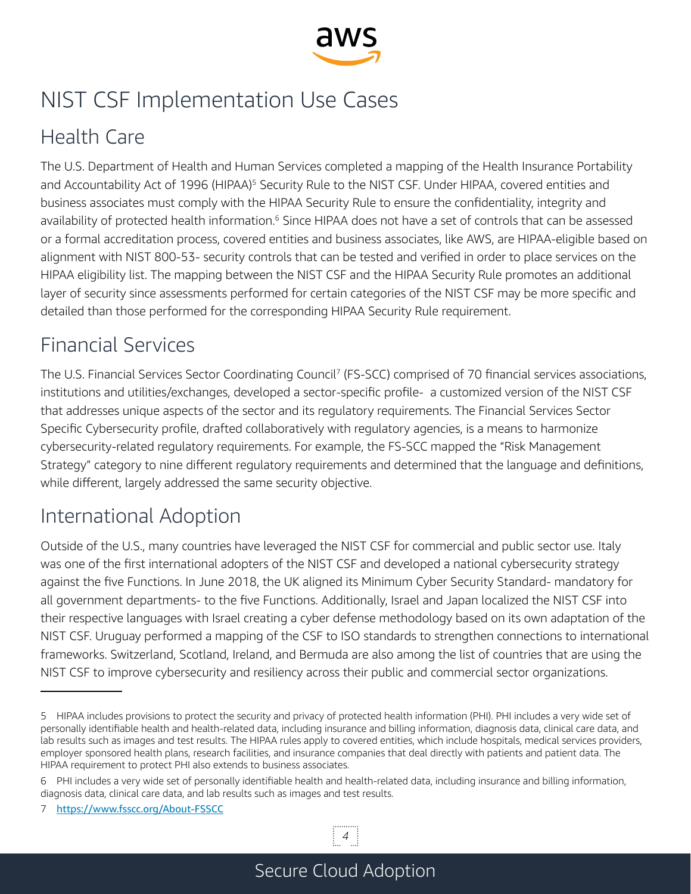# NIST CSF Implementation Use Cases

## Health Care

The U.S. Department of Health and Human Services completed a mapping of the Health Insurance Portability and Accountability Act of 1996 (HIPAA)[5] Security Rule to the NIST CSF. Under HIPAA, covered entities and business associates must comply with the HIPAA Security Rule to ensure the confidentiality, integrity and availability of protected health information.[6] Since HIPAA does not have a set of controls that can be assessed or a formal accreditation process, covered entities and business associates, like AWS, are HIPAA-eligible based on alignment with NIST 800-53- security controls that can be tested and verified in order to place services on the HIPAA eligibility list. The mapping between the NIST CSF and the HIPAA Security Rule promotes an additional layer of security since assessments performed for certain categories of the NIST CSF may be more specific and detailed than those performed for the corresponding HIPAA Security Rule requirement.

## Financial Services

The U.S. Financial Services Sector Coordinating Council[7] (FS-SCC) comprised of 70 financial services associations, institutions and utilities/exchanges, developed a sector-specific profile- a customized version of the NIST CSF that addresses unique aspects of the sector and its regulatory requirements. The Financial Services Sector Specific Cybersecurity profile, drafted collaboratively with regulatory agencies, is a means to harmonize cybersecurity-related regulatory requirements. For example, the FS-SCC mapped the "Risk Management Strategy" category to nine different regulatory requirements and determined that the language and definitions, while different, largely addressed the same security objective.

## International Adoption

Outside of the U.S., many countries have leveraged the NIST CSF for commercial and public sector use. Italy was one of the first international adopters of the NIST CSF and developed a national cybersecurity strategy against the five Functions. In June 2018, the UK aligned its Minimum Cyber Security Standard- mandatory for all government departments- to the five Functions. Additionally, Israel and Japan localized the NIST CSF into their respective languages with Israel creating a cyber defense methodology based on its own adaptation of the NIST CSF. Uruguay performed a mapping of the CSF to ISO standards to strengthen connections to international frameworks. Switzerland, Scotland, Ireland, and Bermuda are also among the list of countries that are using the NIST CSF to improve cybersecurity and resiliency across their public and commercial sector organizations.

---

5 HIPAA includes provisions to protect the security and privacy of protected health information (PHI). PHI includes a very wide set of personally identifiable health and health-related data, including insurance and billing information, diagnosis data, clinical care data, and lab results such as images and test results. The HIPAA rules apply to covered entities, which include hospitals, medical services providers, employer sponsored health plans, research facilities, and insurance companies that deal directly with patients and patient data. The HIPAA requirement to protect PHI also extends to business associates.

6 PHI includes a very wide set of personally identifiable health and health-related data, including insurance and billing information, diagnosis data, clinical care data, and lab results such as images and test results.

7 https://www.fsscc.org/About-FSSCC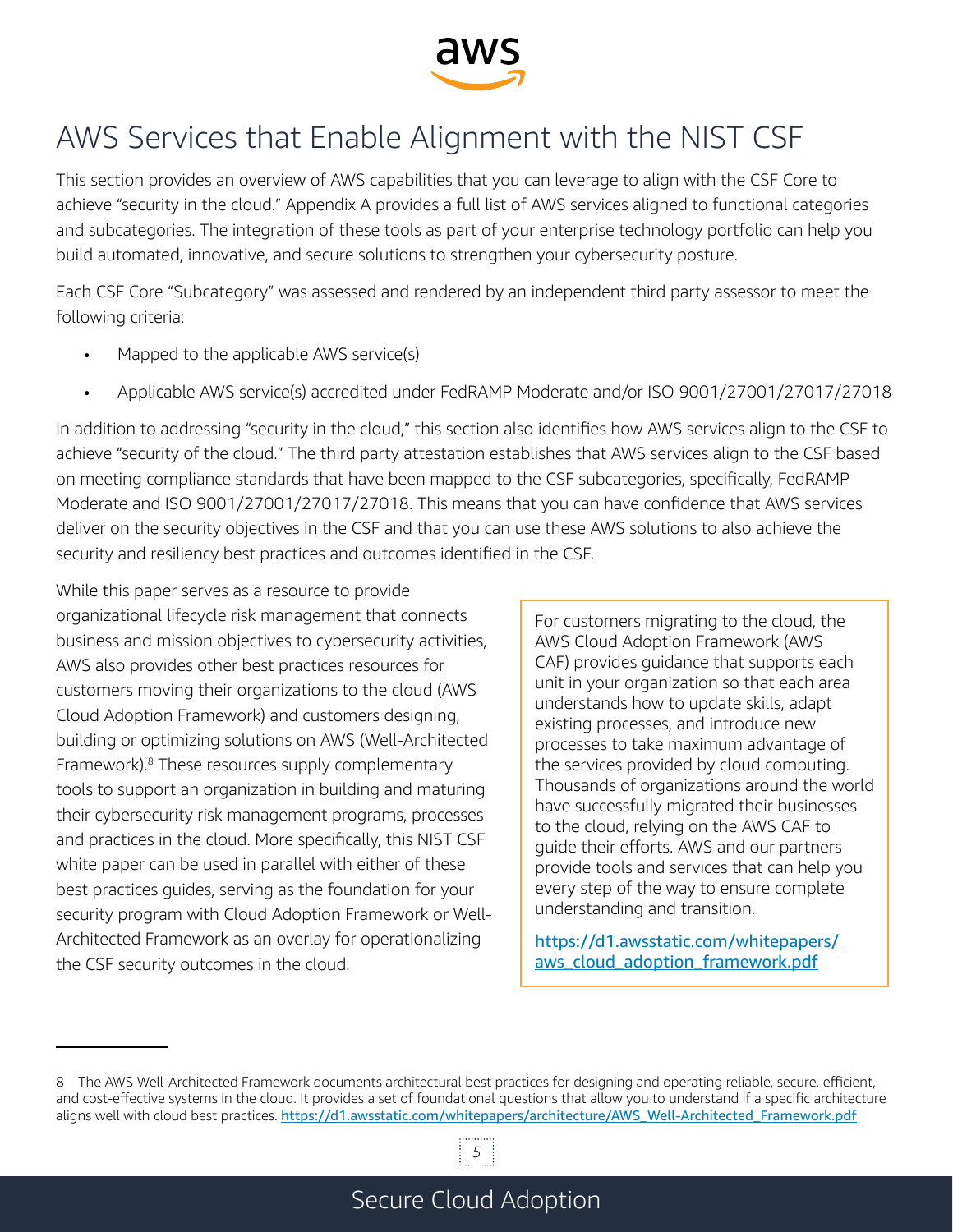# AWS Services that Enable Alignment with the NIST CSF

This section provides an overview of AWS capabilities that you can leverage to align with the CSF Core to achieve "security in the cloud." Appendix A provides a full list of AWS services aligned to functional categories and subcategories. The integration of these tools as part of your enterprise technology portfolio can help you build automated, innovative, and secure solutions to strengthen your cybersecurity posture.

Each CSF Core "Subcategory" was assessed and rendered by an independent third party assessor to meet the following criteria:

- Mapped to the applicable AWS service(s)
- Applicable AWS service(s) accredited under FedRAMP Moderate and/or ISO 9001/27001/27017/27018

In addition to addressing "security in the cloud," this section also identifies how AWS services align to the CSF to achieve "security of the cloud." The third party attestation establishes that AWS services align to the CSF based on meeting compliance standards that have been mapped to the CSF subcategories, specifically, FedRAMP Moderate and ISO 9001/27001/27017/27018. This means that you can have confidence that AWS services deliver on the security objectives in the CSF and that you can use these AWS solutions to also achieve the security and resiliency best practices and outcomes identified in the CSF.

While this paper serves as a resource to provide organizational lifecycle risk management that connects business and mission objectives to cybersecurity activities, AWS also provides other best practices resources for customers moving their organizations to the cloud (AWS Cloud Adoption Framework) and customers designing, building or optimizing solutions on AWS (Well-Architected Framework).[8] These resources supply complementary tools to support an organization in building and maturing their cybersecurity risk management programs, processes and practices in the cloud. More specifically, this NIST CSF white paper can be used in parallel with either of these best practices guides, serving as the foundation for your security program with Cloud Adoption Framework or Well-Architected Framework as an overlay for operationalizing the CSF security outcomes in the cloud.

> For customers migrating to the cloud, the AWS Cloud Adoption Framework (AWS CAF) provides guidance that supports each unit in your organization so that each area understands how to update skills, adapt existing processes, and introduce new processes to take maximum advantage of the services provided by cloud computing. Thousands of organizations around the world have successfully migrated their businesses to the cloud, relying on the AWS CAF to guide their efforts. AWS and our partners provide tools and services that can help you every step of the way to ensure complete understanding and transition.
>
> https://d1.awsstatic.com/whitepapers/aws_cloud_adoption_framework.pdf

---

8 The AWS Well-Architected Framework documents architectural best practices for designing and operating reliable, secure, efficient, and cost-effective systems in the cloud. It provides a set of foundational questions that allow you to understand if a specific architecture aligns well with cloud best practices. https://d1.awsstatic.com/whitepapers/architecture/AWS_Well-Architected_Framework.pdf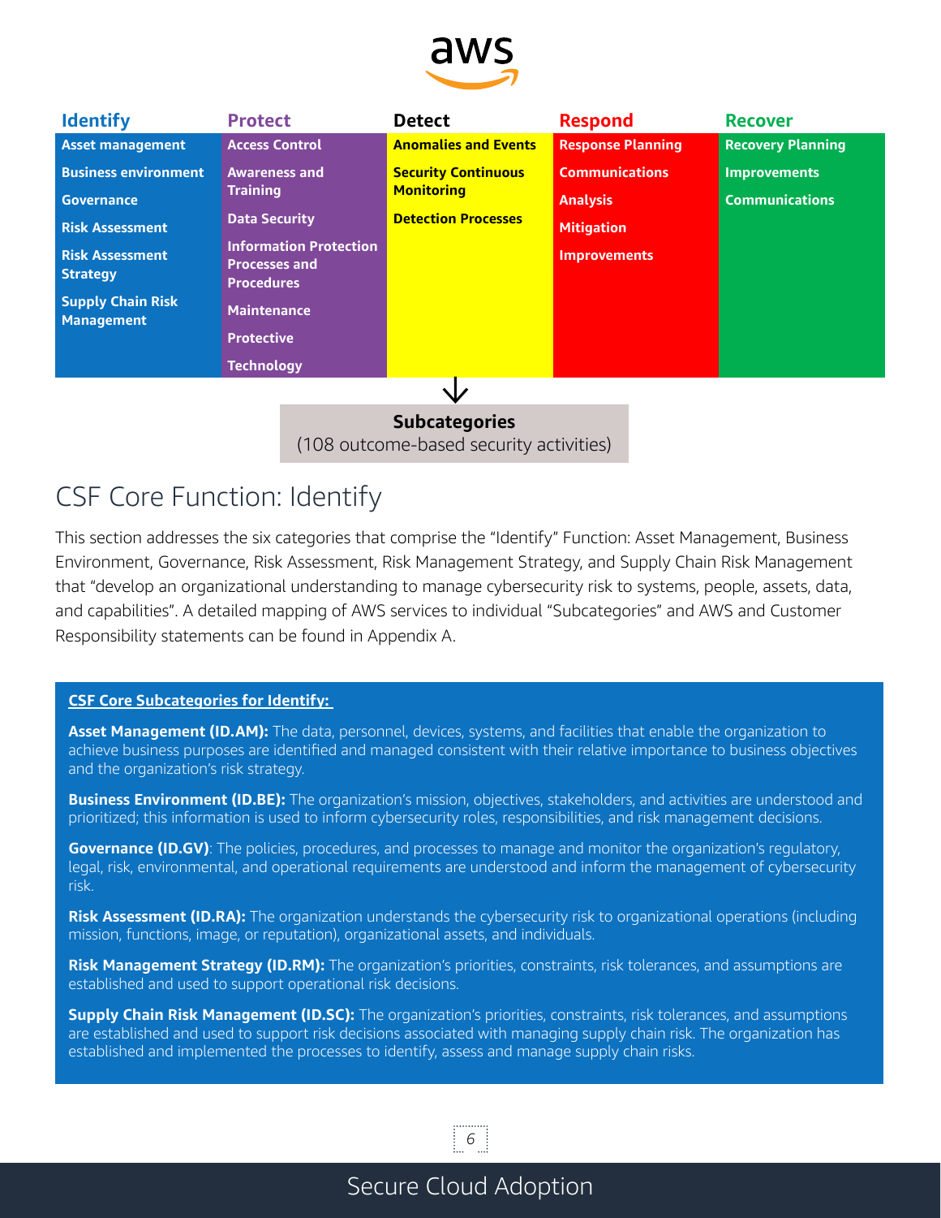| Identify | Protect | Detect | Respond | Recover |
| --- | --- | --- | --- | --- |
| Asset management | Access Control | Anomalies and Events | Response Planning | Recovery Planning |
| Business environment | Awareness and Training | Security Continuous Monitoring | Communications | Improvements |
| Governance | Data Security | Detection Processes | Analysis | Communications |
| Risk Assessment | Information Protection Processes and Procedures | | Mitigation | |
| Risk Assessment Strategy | Maintenance | | Improvements | |
| Supply Chain Risk Management | Protective | | | |
| | Technology | | | |

**Subcategories**
(108 outcome-based security activities)

## CSF Core Function: Identify

This section addresses the six categories that comprise the "Identify" Function: Asset Management, Business Environment, Governance, Risk Assessment, Risk Management Strategy, and Supply Chain Risk Management that "develop an organizational understanding to manage cybersecurity risk to systems, people, assets, data, and capabilities". A detailed mapping of AWS services to individual "Subcategories" and AWS and Customer Responsibility statements can be found in Appendix A.

**CSF Core Subcategories for Identify:**

**Asset Management (ID.AM):** The data, personnel, devices, systems, and facilities that enable the organization to achieve business purposes are identified and managed consistent with their relative importance to business objectives and the organization's risk strategy.

**Business Environment (ID.BE):** The organization's mission, objectives, stakeholders, and activities are understood and prioritized; this information is used to inform cybersecurity roles, responsibilities, and risk management decisions.

**Governance (ID.GV)**: The policies, procedures, and processes to manage and monitor the organization's regulatory, legal, risk, environmental, and operational requirements are understood and inform the management of cybersecurity risk.

**Risk Assessment (ID.RA):** The organization understands the cybersecurity risk to organizational operations (including mission, functions, image, or reputation), organizational assets, and individuals.

**Risk Management Strategy (ID.RM):** The organization's priorities, constraints, risk tolerances, and assumptions are established and used to support operational risk decisions.

**Supply Chain Risk Management (ID.SC):** The organization's priorities, constraints, risk tolerances, and assumptions are established and used to support risk decisions associated with managing supply chain risk. The organization has established and implemented the processes to identify, assess and manage supply chain risks.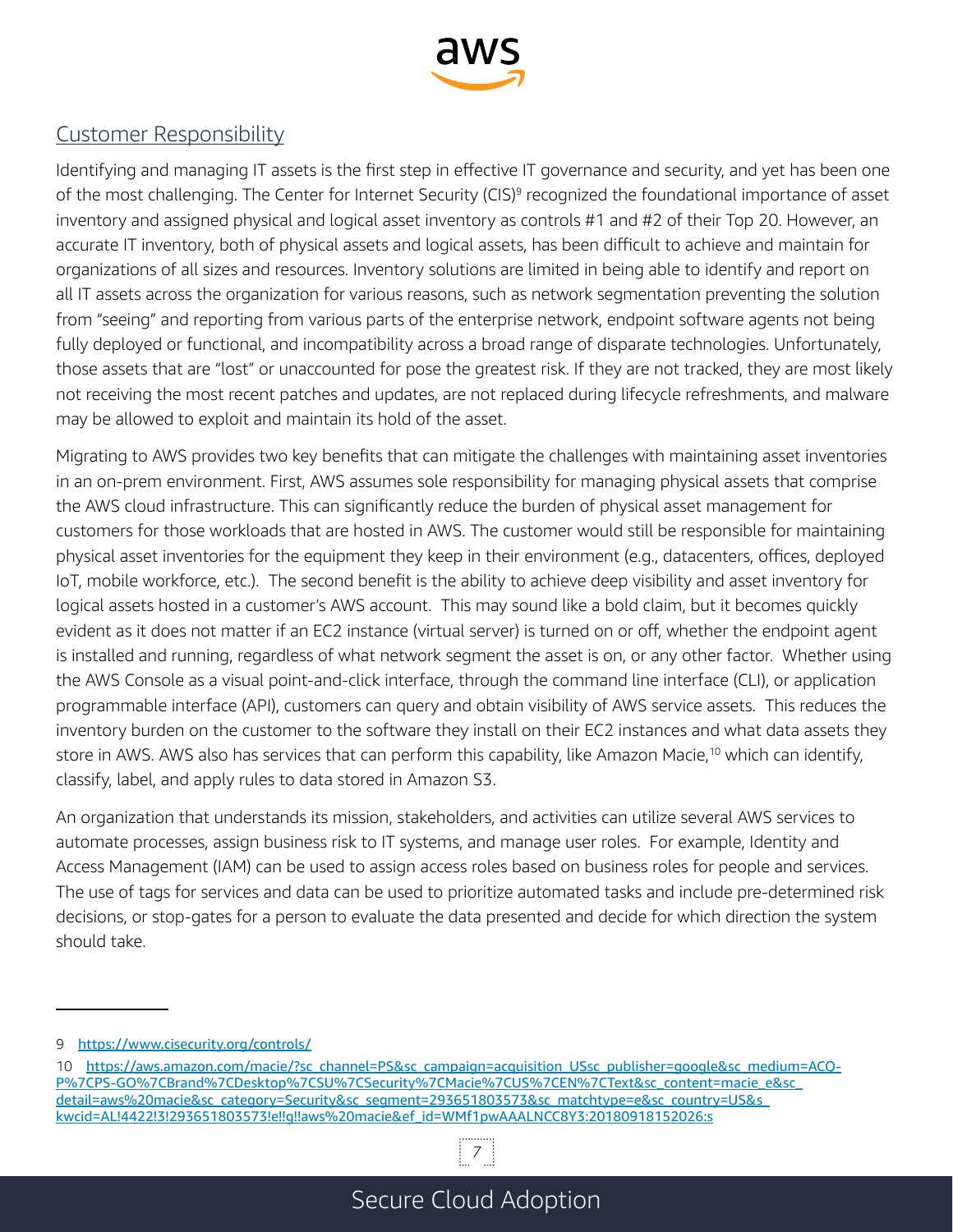## Customer Responsibility

Identifying and managing IT assets is the first step in effective IT governance and security, and yet has been one of the most challenging. The Center for Internet Security (CIS)[9] recognized the foundational importance of asset inventory and assigned physical and logical asset inventory as controls #1 and #2 of their Top 20. However, an accurate IT inventory, both of physical assets and logical assets, has been difficult to achieve and maintain for organizations of all sizes and resources. Inventory solutions are limited in being able to identify and report on all IT assets across the organization for various reasons, such as network segmentation preventing the solution from "seeing" and reporting from various parts of the enterprise network, endpoint software agents not being fully deployed or functional, and incompatibility across a broad range of disparate technologies. Unfortunately, those assets that are "lost" or unaccounted for pose the greatest risk. If they are not tracked, they are most likely not receiving the most recent patches and updates, are not replaced during lifecycle refreshments, and malware may be allowed to exploit and maintain its hold of the asset.

Migrating to AWS provides two key benefits that can mitigate the challenges with maintaining asset inventories in an on-prem environment. First, AWS assumes sole responsibility for managing physical assets that comprise the AWS cloud infrastructure. This can significantly reduce the burden of physical asset management for customers for those workloads that are hosted in AWS. The customer would still be responsible for maintaining physical asset inventories for the equipment they keep in their environment (e.g., datacenters, offices, deployed IoT, mobile workforce, etc.). The second benefit is the ability to achieve deep visibility and asset inventory for logical assets hosted in a customer's AWS account. This may sound like a bold claim, but it becomes quickly evident as it does not matter if an EC2 instance (virtual server) is turned on or off, whether the endpoint agent is installed and running, regardless of what network segment the asset is on, or any other factor. Whether using the AWS Console as a visual point-and-click interface, through the command line interface (CLI), or application programmable interface (API), customers can query and obtain visibility of AWS service assets. This reduces the inventory burden on the customer to the software they install on their EC2 instances and what data assets they store in AWS. AWS also has services that can perform this capability, like Amazon Macie,[10] which can identify, classify, label, and apply rules to data stored in Amazon S3.

An organization that understands its mission, stakeholders, and activities can utilize several AWS services to automate processes, assign business risk to IT systems, and manage user roles. For example, Identity and Access Management (IAM) can be used to assign access roles based on business roles for people and services. The use of tags for services and data can be used to prioritize automated tasks and include pre-determined risk decisions, or stop-gates for a person to evaluate the data presented and decide for which direction the system should take.

---

9 https://www.cisecurity.org/controls/

10 https://aws.amazon.com/macie/?sc_channel=PS&sc_campaign=acquisition_USsc_publisher=google&sc_medium=ACQ-P%7CPS-GO%7CBrand%7CDesktop%7CSU%7CSecurity%7CMacie%7CUS%7CEN%7CText&sc_content=macie_e&sc_detail=aws%20macie&sc_category=Security&sc_segment=293651803573&sc_matchtype=e&sc_country=US&s_kwcid=AL!4422!3!293651803573!e!!g!!aws%20macie&ef_id=WMf1pwAAALNCC8Y3:20180918152026:s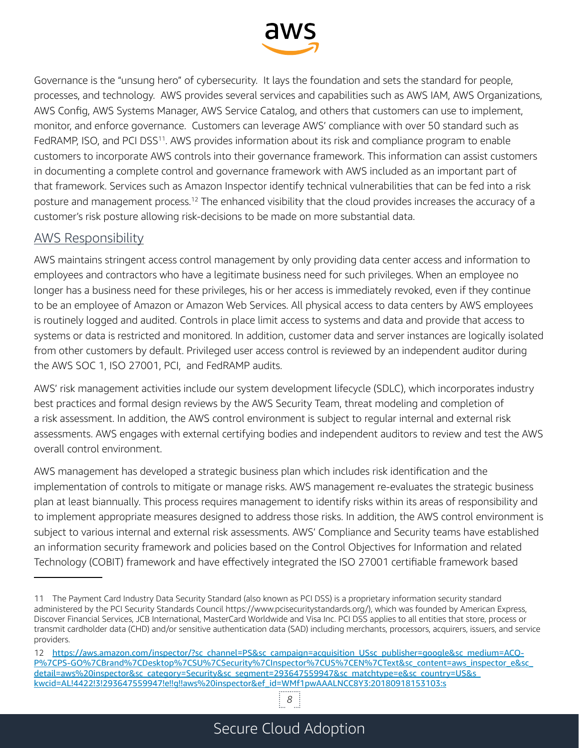Governance is the "unsung hero" of cybersecurity. It lays the foundation and sets the standard for people, processes, and technology. AWS provides several services and capabilities such as AWS IAM, AWS Organizations, AWS Config, AWS Systems Manager, AWS Service Catalog, and others that customers can use to implement, monitor, and enforce governance. Customers can leverage AWS' compliance with over 50 standard such as FedRAMP, ISO, and PCI DSS[11]. AWS provides information about its risk and compliance program to enable customers to incorporate AWS controls into their governance framework. This information can assist customers in documenting a complete control and governance framework with AWS included as an important part of that framework. Services such as Amazon Inspector identify technical vulnerabilities that can be fed into a risk posture and management process.[12] The enhanced visibility that the cloud provides increases the accuracy of a customer's risk posture allowing risk-decisions to be made on more substantial data.

## AWS Responsibility

AWS maintains stringent access control management by only providing data center access and information to employees and contractors who have a legitimate business need for such privileges. When an employee no longer has a business need for these privileges, his or her access is immediately revoked, even if they continue to be an employee of Amazon or Amazon Web Services. All physical access to data centers by AWS employees is routinely logged and audited. Controls in place limit access to systems and data and provide that access to systems or data is restricted and monitored. In addition, customer data and server instances are logically isolated from other customers by default. Privileged user access control is reviewed by an independent auditor during the AWS SOC 1, ISO 27001, PCI, and FedRAMP audits.

AWS' risk management activities include our system development lifecycle (SDLC), which incorporates industry best practices and formal design reviews by the AWS Security Team, threat modeling and completion of a risk assessment. In addition, the AWS control environment is subject to regular internal and external risk assessments. AWS engages with external certifying bodies and independent auditors to review and test the AWS overall control environment.

AWS management has developed a strategic business plan which includes risk identification and the implementation of controls to mitigate or manage risks. AWS management re-evaluates the strategic business plan at least biannually. This process requires management to identify risks within its areas of responsibility and to implement appropriate measures designed to address those risks. In addition, the AWS control environment is subject to various internal and external risk assessments. AWS' Compliance and Security teams have established an information security framework and policies based on the Control Objectives for Information and related Technology (COBIT) framework and have effectively integrated the ISO 27001 certifiable framework based

---

11 The Payment Card Industry Data Security Standard (also known as PCI DSS) is a proprietary information security standard administered by the PCI Security Standards Council https://www.pcisecuritystandards.org/), which was founded by American Express, Discover Financial Services, JCB International, MasterCard Worldwide and Visa Inc. PCI DSS applies to all entities that store, process or transmit cardholder data (CHD) and/or sensitive authentication data (SAD) including merchants, processors, acquirers, issuers, and service providers.

12 https://aws.amazon.com/inspector/?sc_channel=PS&sc_campaign=acquisition_USsc_publisher=google&sc_medium=ACQ-P%7CPS-GO%7CBrand%7CDesktop%7CSU%7CSecurity%7CInspector%7CUS%7CEN%7CText&sc_content=aws_inspector_e&sc_detail=aws%20inspector&sc_category=Security&sc_segment=293647559947&sc_matchtype=e&sc_country=US&s_kwcid=AL!4422!3!293647559947!e!!g!!aws%20inspector&ef_id=WMf1pwAAALNCC8Y3:20180918153103:s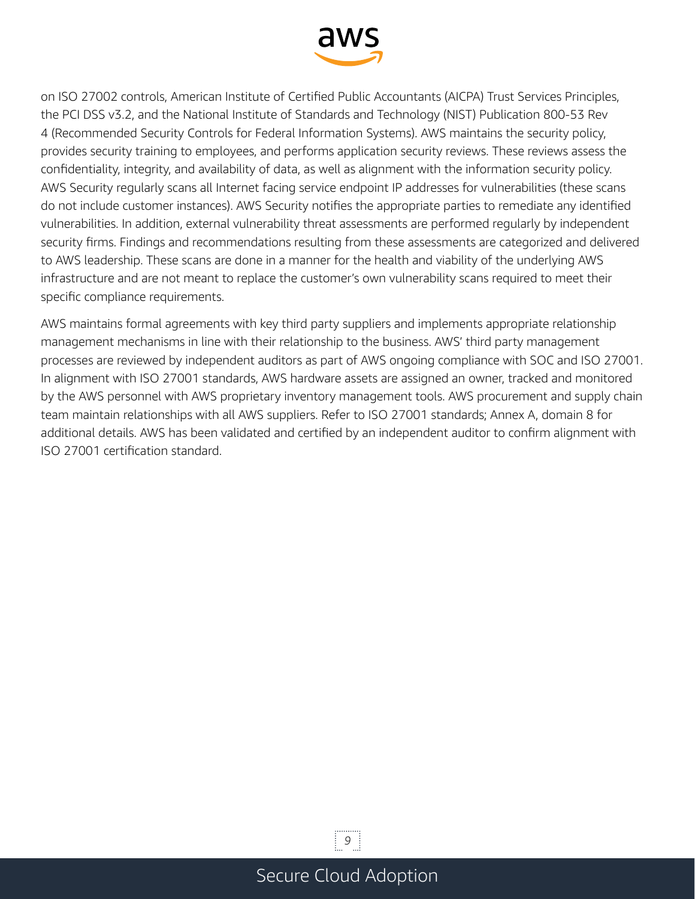on ISO 27002 controls, American Institute of Certified Public Accountants (AICPA) Trust Services Principles, the PCI DSS v3.2, and the National Institute of Standards and Technology (NIST) Publication 800-53 Rev 4 (Recommended Security Controls for Federal Information Systems). AWS maintains the security policy, provides security training to employees, and performs application security reviews. These reviews assess the confidentiality, integrity, and availability of data, as well as alignment with the information security policy. AWS Security regularly scans all Internet facing service endpoint IP addresses for vulnerabilities (these scans do not include customer instances). AWS Security notifies the appropriate parties to remediate any identified vulnerabilities. In addition, external vulnerability threat assessments are performed regularly by independent security firms. Findings and recommendations resulting from these assessments are categorized and delivered to AWS leadership. These scans are done in a manner for the health and viability of the underlying AWS infrastructure and are not meant to replace the customer's own vulnerability scans required to meet their specific compliance requirements.

AWS maintains formal agreements with key third party suppliers and implements appropriate relationship management mechanisms in line with their relationship to the business. AWS' third party management processes are reviewed by independent auditors as part of AWS ongoing compliance with SOC and ISO 27001. In alignment with ISO 27001 standards, AWS hardware assets are assigned an owner, tracked and monitored by the AWS personnel with AWS proprietary inventory management tools. AWS procurement and supply chain team maintain relationships with all AWS suppliers. Refer to ISO 27001 standards; Annex A, domain 8 for additional details. AWS has been validated and certified by an independent auditor to confirm alignment with ISO 27001 certification standard.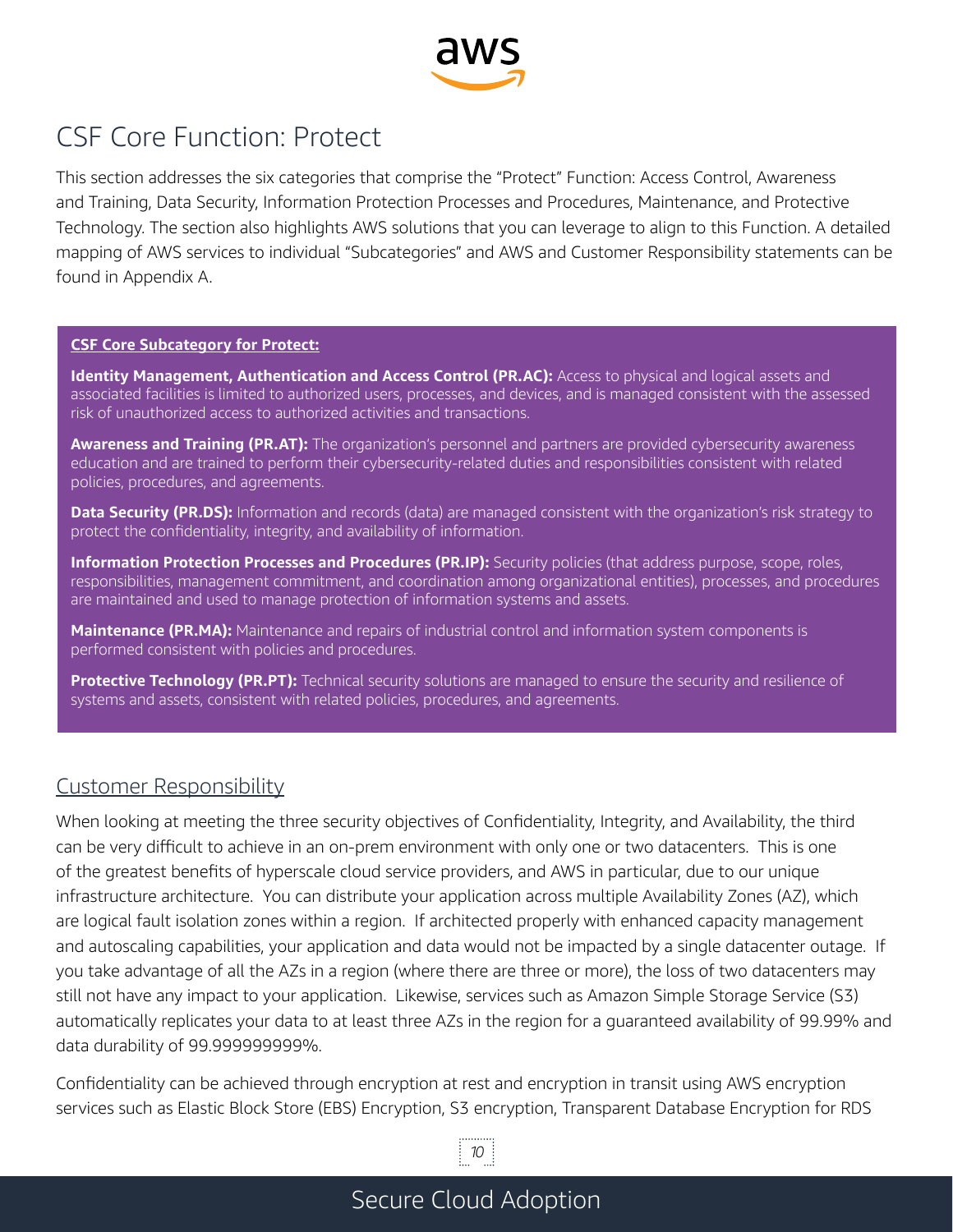# CSF Core Function: Protect

This section addresses the six categories that comprise the "Protect" Function: Access Control, Awareness and Training, Data Security, Information Protection Processes and Procedures, Maintenance, and Protective Technology. The section also highlights AWS solutions that you can leverage to align to this Function. A detailed mapping of AWS services to individual "Subcategories" and AWS and Customer Responsibility statements can be found in Appendix A.

> **CSF Core Subcategory for Protect:**
>
> **Identity Management, Authentication and Access Control (PR.AC):** Access to physical and logical assets and associated facilities is limited to authorized users, processes, and devices, and is managed consistent with the assessed risk of unauthorized access to authorized activities and transactions.
>
> **Awareness and Training (PR.AT):** The organization's personnel and partners are provided cybersecurity awareness education and are trained to perform their cybersecurity-related duties and responsibilities consistent with related policies, procedures, and agreements.
>
> **Data Security (PR.DS):** Information and records (data) are managed consistent with the organization's risk strategy to protect the confidentiality, integrity, and availability of information.
>
> **Information Protection Processes and Procedures (PR.IP):** Security policies (that address purpose, scope, roles, responsibilities, management commitment, and coordination among organizational entities), processes, and procedures are maintained and used to manage protection of information systems and assets.
>
> **Maintenance (PR.MA):** Maintenance and repairs of industrial control and information system components is performed consistent with policies and procedures.
>
> **Protective Technology (PR.PT):** Technical security solutions are managed to ensure the security and resilience of systems and assets, consistent with related policies, procedures, and agreements.

## Customer Responsibility

When looking at meeting the three security objectives of Confidentiality, Integrity, and Availability, the third can be very difficult to achieve in an on-prem environment with only one or two datacenters. This is one of the greatest benefits of hyperscale cloud service providers, and AWS in particular, due to our unique infrastructure architecture. You can distribute your application across multiple Availability Zones (AZ), which are logical fault isolation zones within a region. If architected properly with enhanced capacity management and autoscaling capabilities, your application and data would not be impacted by a single datacenter outage. If you take advantage of all the AZs in a region (where there are three or more), the loss of two datacenters may still not have any impact to your application. Likewise, services such as Amazon Simple Storage Service (S3) automatically replicates your data to at least three AZs in the region for a guaranteed availability of 99.99% and data durability of 99.999999999%.

Confidentiality can be achieved through encryption at rest and encryption in transit using AWS encryption services such as Elastic Block Store (EBS) Encryption, S3 encryption, Transparent Database Encryption for RDS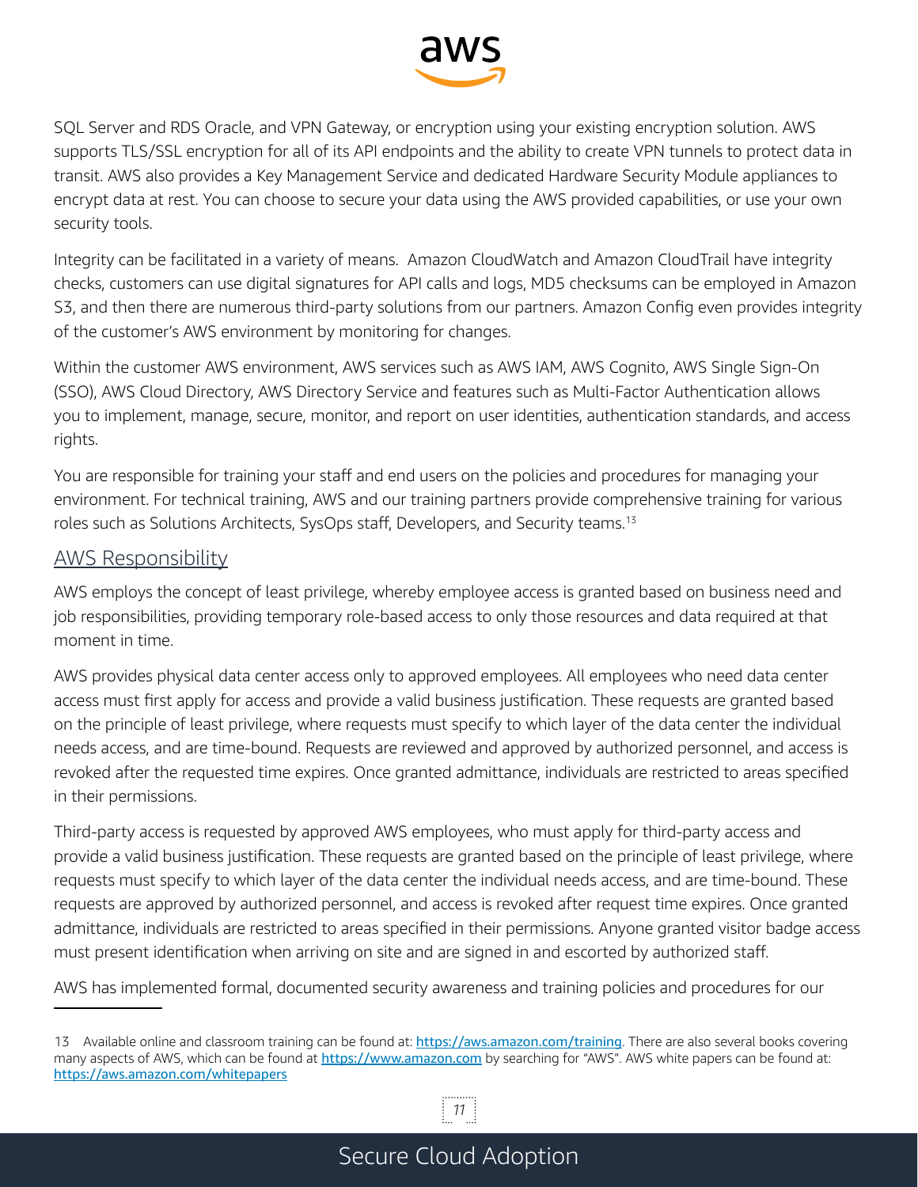SQL Server and RDS Oracle, and VPN Gateway, or encryption using your existing encryption solution. AWS supports TLS/SSL encryption for all of its API endpoints and the ability to create VPN tunnels to protect data in transit. AWS also provides a Key Management Service and dedicated Hardware Security Module appliances to encrypt data at rest. You can choose to secure your data using the AWS provided capabilities, or use your own security tools.

Integrity can be facilitated in a variety of means. Amazon CloudWatch and Amazon CloudTrail have integrity checks, customers can use digital signatures for API calls and logs, MD5 checksums can be employed in Amazon S3, and then there are numerous third-party solutions from our partners. Amazon Config even provides integrity of the customer's AWS environment by monitoring for changes.

Within the customer AWS environment, AWS services such as AWS IAM, AWS Cognito, AWS Single Sign-On (SSO), AWS Cloud Directory, AWS Directory Service and features such as Multi-Factor Authentication allows you to implement, manage, secure, monitor, and report on user identities, authentication standards, and access rights.

You are responsible for training your staff and end users on the policies and procedures for managing your environment. For technical training, AWS and our training partners provide comprehensive training for various roles such as Solutions Architects, SysOps staff, Developers, and Security teams.[13]

## AWS Responsibility

AWS employs the concept of least privilege, whereby employee access is granted based on business need and job responsibilities, providing temporary role-based access to only those resources and data required at that moment in time.

AWS provides physical data center access only to approved employees. All employees who need data center access must first apply for access and provide a valid business justification. These requests are granted based on the principle of least privilege, where requests must specify to which layer of the data center the individual needs access, and are time-bound. Requests are reviewed and approved by authorized personnel, and access is revoked after the requested time expires. Once granted admittance, individuals are restricted to areas specified in their permissions.

Third-party access is requested by approved AWS employees, who must apply for third-party access and provide a valid business justification. These requests are granted based on the principle of least privilege, where requests must specify to which layer of the data center the individual needs access, and are time-bound. These requests are approved by authorized personnel, and access is revoked after request time expires. Once granted admittance, individuals are restricted to areas specified in their permissions. Anyone granted visitor badge access must present identification when arriving on site and are signed in and escorted by authorized staff.

AWS has implemented formal, documented security awareness and training policies and procedures for our

---

13 Available online and classroom training can be found at: https://aws.amazon.com/training. There are also several books covering many aspects of AWS, which can be found at https://www.amazon.com by searching for "AWS". AWS white papers can be found at: https://aws.amazon.com/whitepapers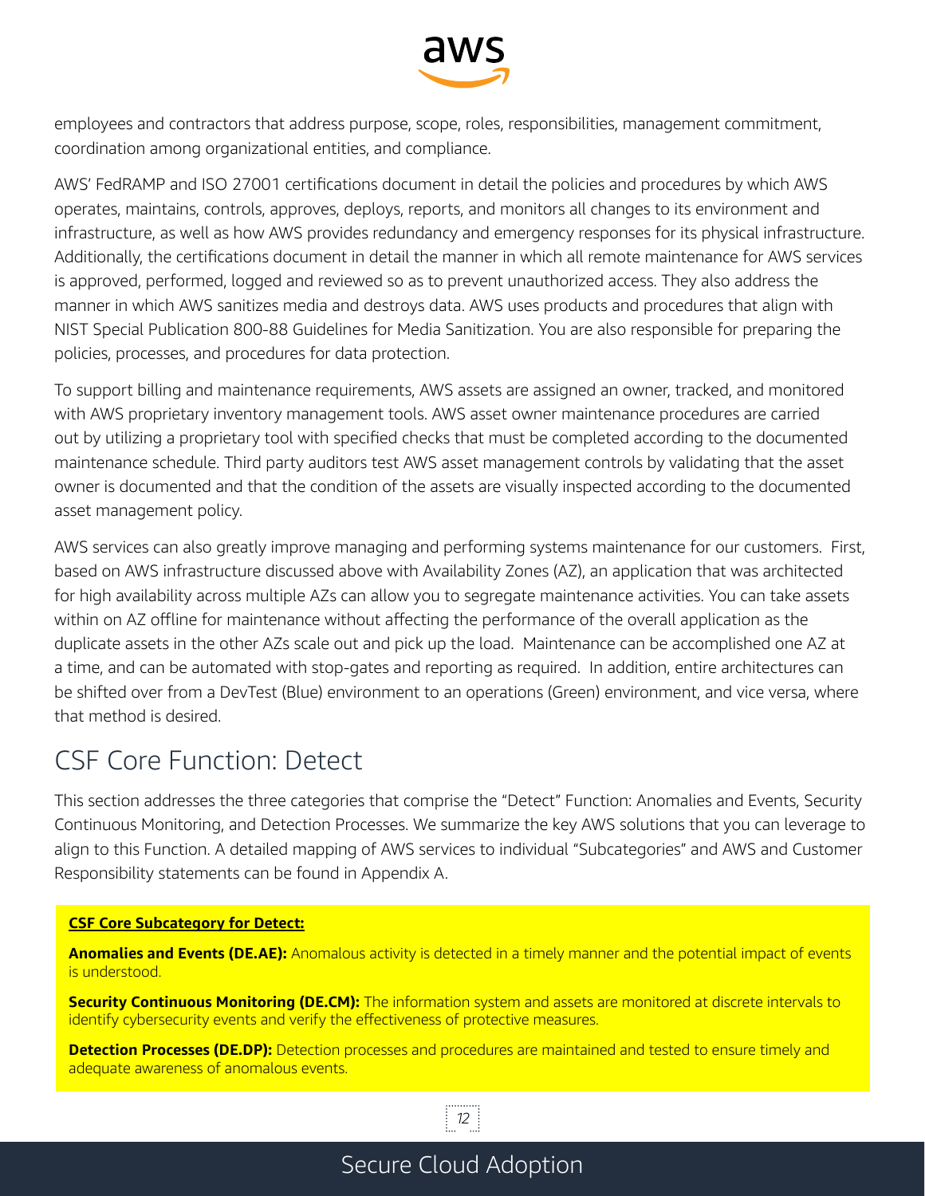employees and contractors that address purpose, scope, roles, responsibilities, management commitment, coordination among organizational entities, and compliance.

AWS' FedRAMP and ISO 27001 certifications document in detail the policies and procedures by which AWS operates, maintains, controls, approves, deploys, reports, and monitors all changes to its environment and infrastructure, as well as how AWS provides redundancy and emergency responses for its physical infrastructure. Additionally, the certifications document in detail the manner in which all remote maintenance for AWS services is approved, performed, logged and reviewed so as to prevent unauthorized access. They also address the manner in which AWS sanitizes media and destroys data. AWS uses products and procedures that align with NIST Special Publication 800-88 Guidelines for Media Sanitization. You are also responsible for preparing the policies, processes, and procedures for data protection.

To support billing and maintenance requirements, AWS assets are assigned an owner, tracked, and monitored with AWS proprietary inventory management tools. AWS asset owner maintenance procedures are carried out by utilizing a proprietary tool with specified checks that must be completed according to the documented maintenance schedule. Third party auditors test AWS asset management controls by validating that the asset owner is documented and that the condition of the assets are visually inspected according to the documented asset management policy.

AWS services can also greatly improve managing and performing systems maintenance for our customers. First, based on AWS infrastructure discussed above with Availability Zones (AZ), an application that was architected for high availability across multiple AZs can allow you to segregate maintenance activities. You can take assets within on AZ offline for maintenance without affecting the performance of the overall application as the duplicate assets in the other AZs scale out and pick up the load. Maintenance can be accomplished one AZ at a time, and can be automated with stop-gates and reporting as required. In addition, entire architectures can be shifted over from a DevTest (Blue) environment to an operations (Green) environment, and vice versa, where that method is desired.

## CSF Core Function: Detect

This section addresses the three categories that comprise the "Detect" Function: Anomalies and Events, Security Continuous Monitoring, and Detection Processes. We summarize the key AWS solutions that you can leverage to align to this Function. A detailed mapping of AWS services to individual "Subcategories" and AWS and Customer Responsibility statements can be found in Appendix A.

**CSF Core Subcategory for Detect:**

**Anomalies and Events (DE.AE):** Anomalous activity is detected in a timely manner and the potential impact of events is understood.

**Security Continuous Monitoring (DE.CM):** The information system and assets are monitored at discrete intervals to identify cybersecurity events and verify the effectiveness of protective measures.

**Detection Processes (DE.DP):** Detection processes and procedures are maintained and tested to ensure timely and adequate awareness of anomalous events.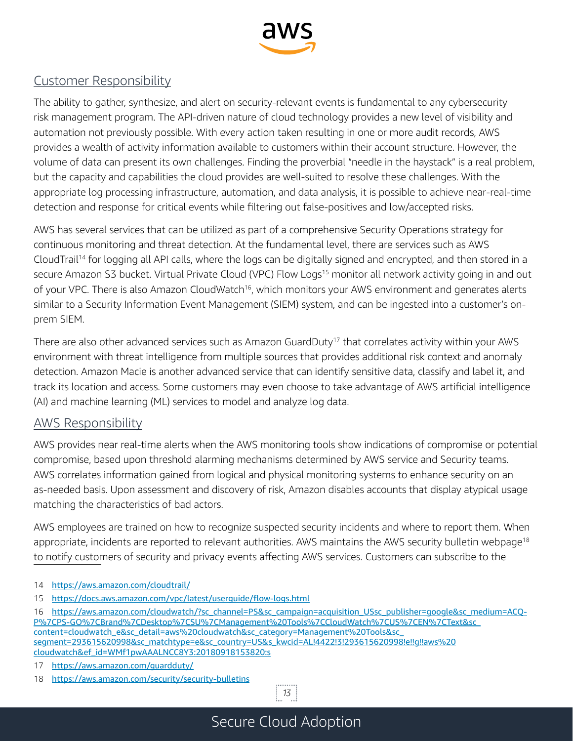## Customer Responsibility

The ability to gather, synthesize, and alert on security-relevant events is fundamental to any cybersecurity risk management program. The API-driven nature of cloud technology provides a new level of visibility and automation not previously possible. With every action taken resulting in one or more audit records, AWS provides a wealth of activity information available to customers within their account structure. However, the volume of data can present its own challenges. Finding the proverbial "needle in the haystack" is a real problem, but the capacity and capabilities the cloud provides are well-suited to resolve these challenges. With the appropriate log processing infrastructure, automation, and data analysis, it is possible to achieve near-real-time detection and response for critical events while filtering out false-positives and low/accepted risks.

AWS has several services that can be utilized as part of a comprehensive Security Operations strategy for continuous monitoring and threat detection. At the fundamental level, there are services such as AWS CloudTrail[14] for logging all API calls, where the logs can be digitally signed and encrypted, and then stored in a secure Amazon S3 bucket. Virtual Private Cloud (VPC) Flow Logs[15] monitor all network activity going in and out of your VPC. There is also Amazon CloudWatch[16], which monitors your AWS environment and generates alerts similar to a Security Information Event Management (SIEM) system, and can be ingested into a customer's on-prem SIEM.

There are also other advanced services such as Amazon GuardDuty[17] that correlates activity within your AWS environment with threat intelligence from multiple sources that provides additional risk context and anomaly detection. Amazon Macie is another advanced service that can identify sensitive data, classify and label it, and track its location and access. Some customers may even choose to take advantage of AWS artificial intelligence (AI) and machine learning (ML) services to model and analyze log data.

## AWS Responsibility

AWS provides near real-time alerts when the AWS monitoring tools show indications of compromise or potential compromise, based upon threshold alarming mechanisms determined by AWS service and Security teams. AWS correlates information gained from logical and physical monitoring systems to enhance security on an as-needed basis. Upon assessment and discovery of risk, Amazon disables accounts that display atypical usage matching the characteristics of bad actors.

AWS employees are trained on how to recognize suspected security incidents and where to report them. When appropriate, incidents are reported to relevant authorities. AWS maintains the AWS security bulletin webpage[18] to notify customers of security and privacy events affecting AWS services. Customers can subscribe to the

---

14 https://aws.amazon.com/cloudtrail/

15 https://docs.aws.amazon.com/vpc/latest/userguide/flow-logs.html

16 https://aws.amazon.com/cloudwatch/?sc_channel=PS&sc_campaign=acquisition_USsc_publisher=google&sc_medium=ACQ-P%7CPS-GO%7CBrand%7CDesktop%7CSU%7CManagement%20Tools%7CCloudWatch%7CUS%7CEN%7CText&sc_content=cloudwatch_e&sc_detail=aws%20cloudwatch&sc_category=Management%20Tools&sc_segment=293615620998&sc_matchtype=e&sc_country=US&s_kwcid=AL!4422!3!293615620998!e!!g!!aws%20cloudwatch&ef_id=WMf1pwAAALNCC8Y3:20180918153820:s

17 https://aws.amazon.com/guardduty/

18 https://aws.amazon.com/security/security-bulletins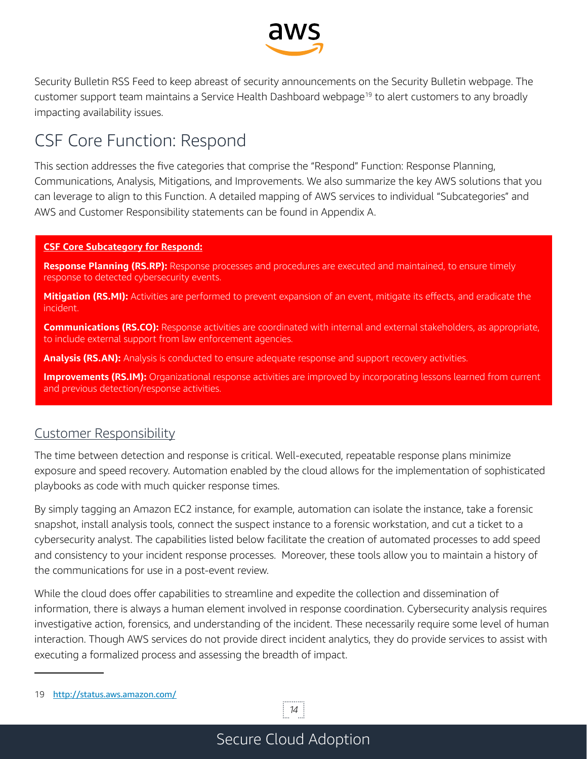Security Bulletin RSS Feed to keep abreast of security announcements on the Security Bulletin webpage. The customer support team maintains a Service Health Dashboard webpage[19] to alert customers to any broadly impacting availability issues.

## CSF Core Function: Respond

This section addresses the five categories that comprise the "Respond" Function: Response Planning, Communications, Analysis, Mitigations, and Improvements. We also summarize the key AWS solutions that you can leverage to align to this Function. A detailed mapping of AWS services to individual "Subcategories" and AWS and Customer Responsibility statements can be found in Appendix A.

**CSF Core Subcategory for Respond:**

**Response Planning (RS.RP):** Response processes and procedures are executed and maintained, to ensure timely response to detected cybersecurity events.

**Mitigation (RS.MI):** Activities are performed to prevent expansion of an event, mitigate its effects, and eradicate the incident.

**Communications (RS.CO):** Response activities are coordinated with internal and external stakeholders, as appropriate, to include external support from law enforcement agencies.

**Analysis (RS.AN):** Analysis is conducted to ensure adequate response and support recovery activities.

**Improvements (RS.IM):** Organizational response activities are improved by incorporating lessons learned from current and previous detection/response activities.

### Customer Responsibility

The time between detection and response is critical. Well-executed, repeatable response plans minimize exposure and speed recovery. Automation enabled by the cloud allows for the implementation of sophisticated playbooks as code with much quicker response times.

By simply tagging an Amazon EC2 instance, for example, automation can isolate the instance, take a forensic snapshot, install analysis tools, connect the suspect instance to a forensic workstation, and cut a ticket to a cybersecurity analyst. The capabilities listed below facilitate the creation of automated processes to add speed and consistency to your incident response processes. Moreover, these tools allow you to maintain a history of the communications for use in a post-event review.

While the cloud does offer capabilities to streamline and expedite the collection and dissemination of information, there is always a human element involved in response coordination. Cybersecurity analysis requires investigative action, forensics, and understanding of the incident. These necessarily require some level of human interaction. Though AWS services do not provide direct incident analytics, they do provide services to assist with executing a formalized process and assessing the breadth of impact.

---

19 http://status.aws.amazon.com/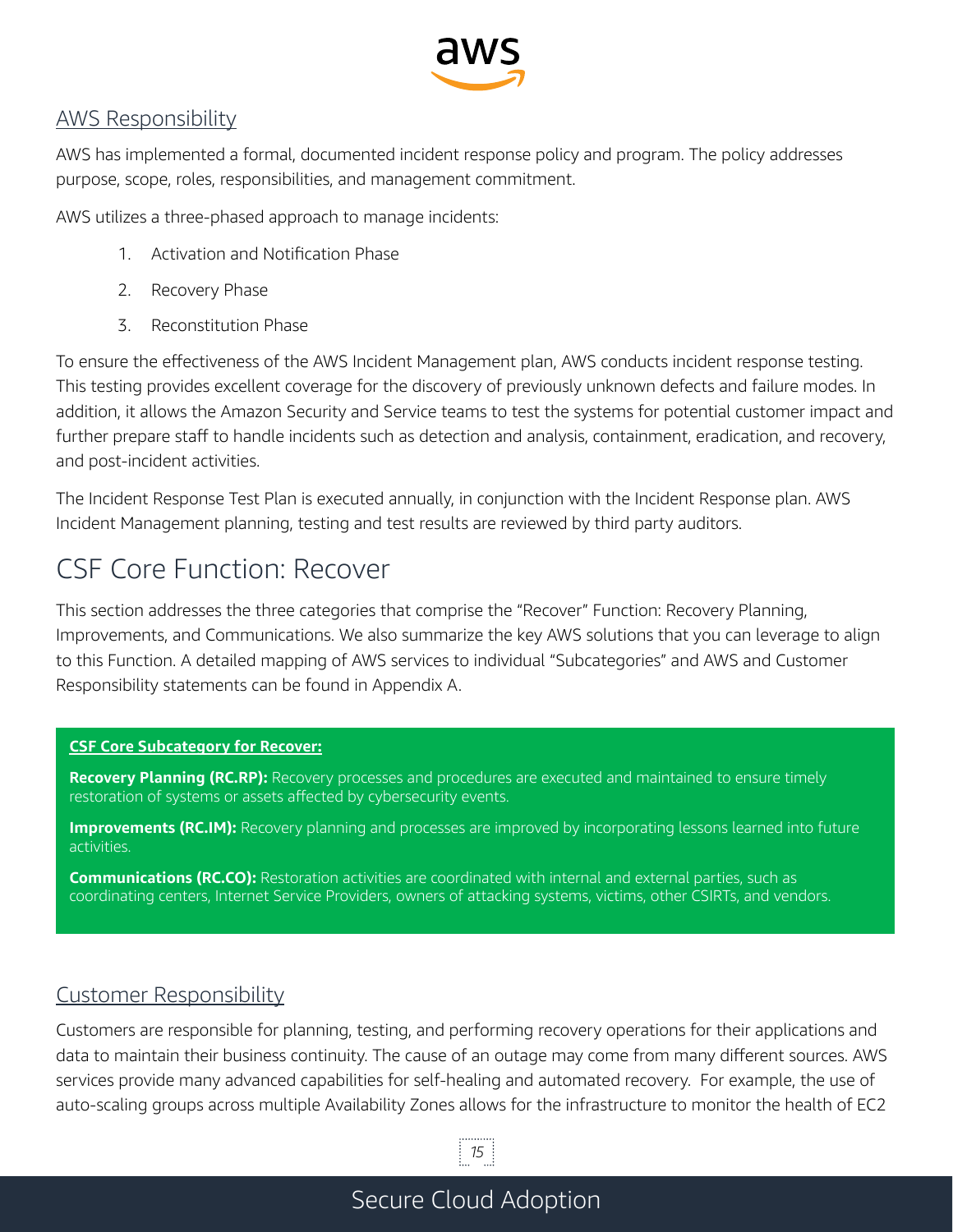### AWS Responsibility

AWS has implemented a formal, documented incident response policy and program. The policy addresses purpose, scope, roles, responsibilities, and management commitment.

AWS utilizes a three-phased approach to manage incidents:

1. Activation and Notification Phase
2. Recovery Phase
3. Reconstitution Phase

To ensure the effectiveness of the AWS Incident Management plan, AWS conducts incident response testing. This testing provides excellent coverage for the discovery of previously unknown defects and failure modes. In addition, it allows the Amazon Security and Service teams to test the systems for potential customer impact and further prepare staff to handle incidents such as detection and analysis, containment, eradication, and recovery, and post-incident activities.

The Incident Response Test Plan is executed annually, in conjunction with the Incident Response plan. AWS Incident Management planning, testing and test results are reviewed by third party auditors.

## CSF Core Function: Recover

This section addresses the three categories that comprise the "Recover" Function: Recovery Planning, Improvements, and Communications. We also summarize the key AWS solutions that you can leverage to align to this Function. A detailed mapping of AWS services to individual "Subcategories" and AWS and Customer Responsibility statements can be found in Appendix A.

**CSF Core Subcategory for Recover:**

**Recovery Planning (RC.RP):** Recovery processes and procedures are executed and maintained to ensure timely restoration of systems or assets affected by cybersecurity events.

**Improvements (RC.IM):** Recovery planning and processes are improved by incorporating lessons learned into future activities.

**Communications (RC.CO):** Restoration activities are coordinated with internal and external parties, such as coordinating centers, Internet Service Providers, owners of attacking systems, victims, other CSIRTs, and vendors.

### Customer Responsibility

Customers are responsible for planning, testing, and performing recovery operations for their applications and data to maintain their business continuity. The cause of an outage may come from many different sources. AWS services provide many advanced capabilities for self-healing and automated recovery. For example, the use of auto-scaling groups across multiple Availability Zones allows for the infrastructure to monitor the health of EC2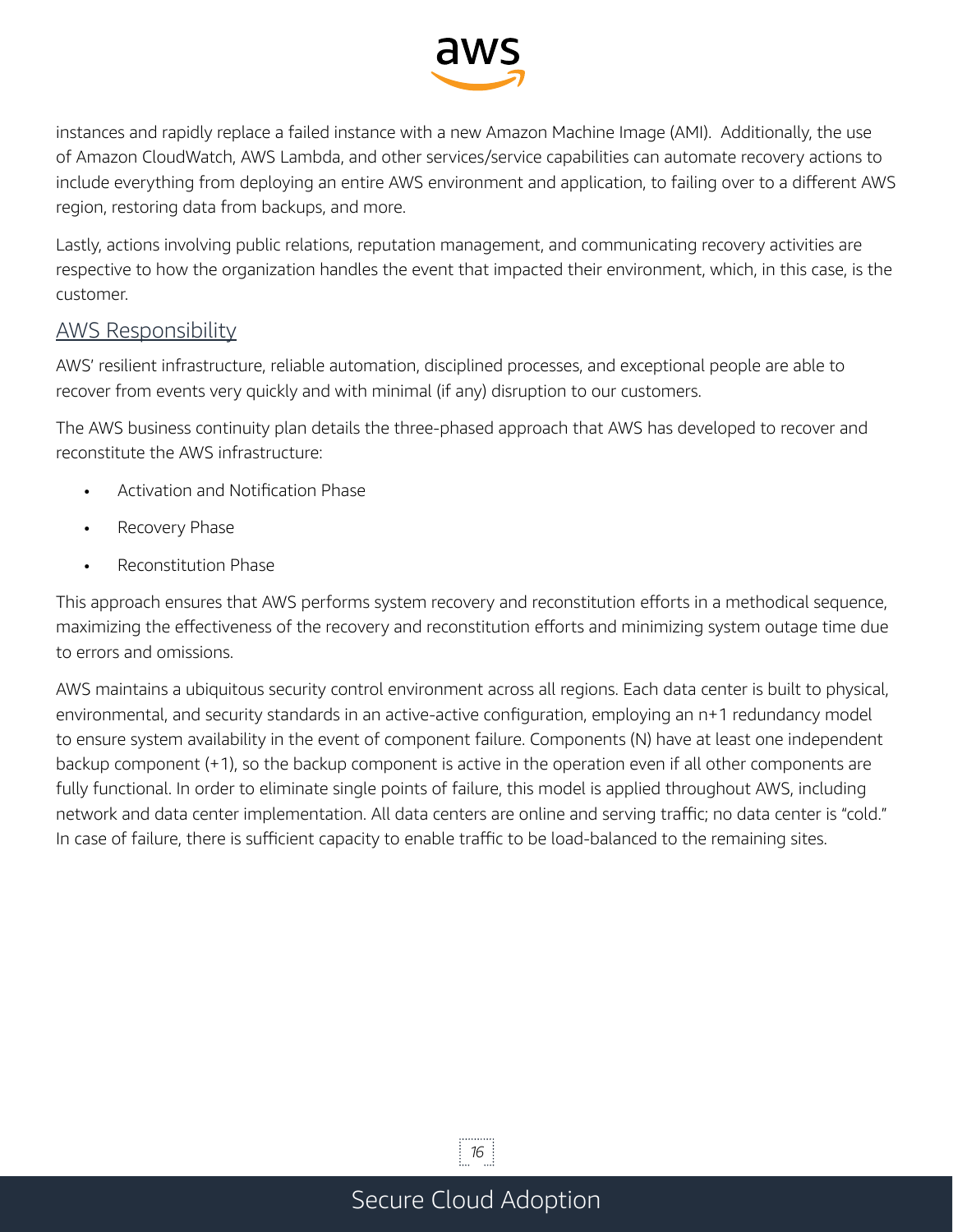instances and rapidly replace a failed instance with a new Amazon Machine Image (AMI). Additionally, the use of Amazon CloudWatch, AWS Lambda, and other services/service capabilities can automate recovery actions to include everything from deploying an entire AWS environment and application, to failing over to a different AWS region, restoring data from backups, and more.

Lastly, actions involving public relations, reputation management, and communicating recovery activities are respective to how the organization handles the event that impacted their environment, which, in this case, is the customer.

### AWS Responsibility

AWS' resilient infrastructure, reliable automation, disciplined processes, and exceptional people are able to recover from events very quickly and with minimal (if any) disruption to our customers.

The AWS business continuity plan details the three-phased approach that AWS has developed to recover and reconstitute the AWS infrastructure:

- Activation and Notification Phase
- Recovery Phase
- Reconstitution Phase

This approach ensures that AWS performs system recovery and reconstitution efforts in a methodical sequence, maximizing the effectiveness of the recovery and reconstitution efforts and minimizing system outage time due to errors and omissions.

AWS maintains a ubiquitous security control environment across all regions. Each data center is built to physical, environmental, and security standards in an active-active configuration, employing an n+1 redundancy model to ensure system availability in the event of component failure. Components (N) have at least one independent backup component (+1), so the backup component is active in the operation even if all other components are fully functional. In order to eliminate single points of failure, this model is applied throughout AWS, including network and data center implementation. All data centers are online and serving traffic; no data center is "cold." In case of failure, there is sufficient capacity to enable traffic to be load-balanced to the remaining sites.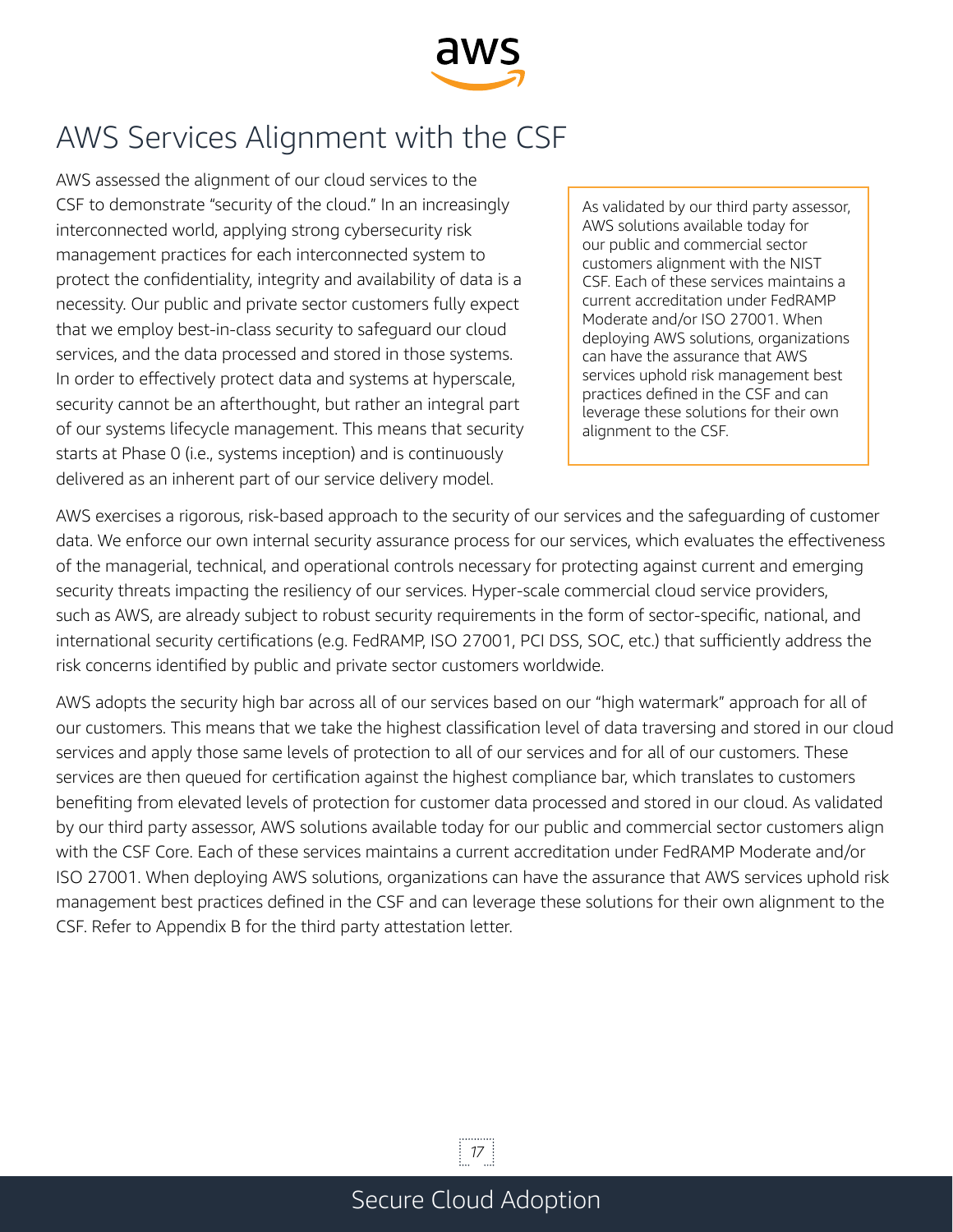# AWS Services Alignment with the CSF

AWS assessed the alignment of our cloud services to the CSF to demonstrate "security of the cloud." In an increasingly interconnected world, applying strong cybersecurity risk management practices for each interconnected system to protect the confidentiality, integrity and availability of data is a necessity. Our public and private sector customers fully expect that we employ best-in-class security to safeguard our cloud services, and the data processed and stored in those systems. In order to effectively protect data and systems at hyperscale, security cannot be an afterthought, but rather an integral part of our systems lifecycle management. This means that security starts at Phase 0 (i.e., systems inception) and is continuously delivered as an inherent part of our service delivery model.

> As validated by our third party assessor, AWS solutions available today for our public and commercial sector customers alignment with the NIST CSF. Each of these services maintains a current accreditation under FedRAMP Moderate and/or ISO 27001. When deploying AWS solutions, organizations can have the assurance that AWS services uphold risk management best practices defined in the CSF and can leverage these solutions for their own alignment to the CSF.

AWS exercises a rigorous, risk-based approach to the security of our services and the safeguarding of customer data. We enforce our own internal security assurance process for our services, which evaluates the effectiveness of the managerial, technical, and operational controls necessary for protecting against current and emerging security threats impacting the resiliency of our services. Hyper-scale commercial cloud service providers, such as AWS, are already subject to robust security requirements in the form of sector-specific, national, and international security certifications (e.g. FedRAMP, ISO 27001, PCI DSS, SOC, etc.) that sufficiently address the risk concerns identified by public and private sector customers worldwide.

AWS adopts the security high bar across all of our services based on our "high watermark" approach for all of our customers. This means that we take the highest classification level of data traversing and stored in our cloud services and apply those same levels of protection to all of our services and for all of our customers. These services are then queued for certification against the highest compliance bar, which translates to customers benefiting from elevated levels of protection for customer data processed and stored in our cloud. As validated by our third party assessor, AWS solutions available today for our public and commercial sector customers align with the CSF Core. Each of these services maintains a current accreditation under FedRAMP Moderate and/or ISO 27001. When deploying AWS solutions, organizations can have the assurance that AWS services uphold risk management best practices defined in the CSF and can leverage these solutions for their own alignment to the CSF. Refer to Appendix B for the third party attestation letter.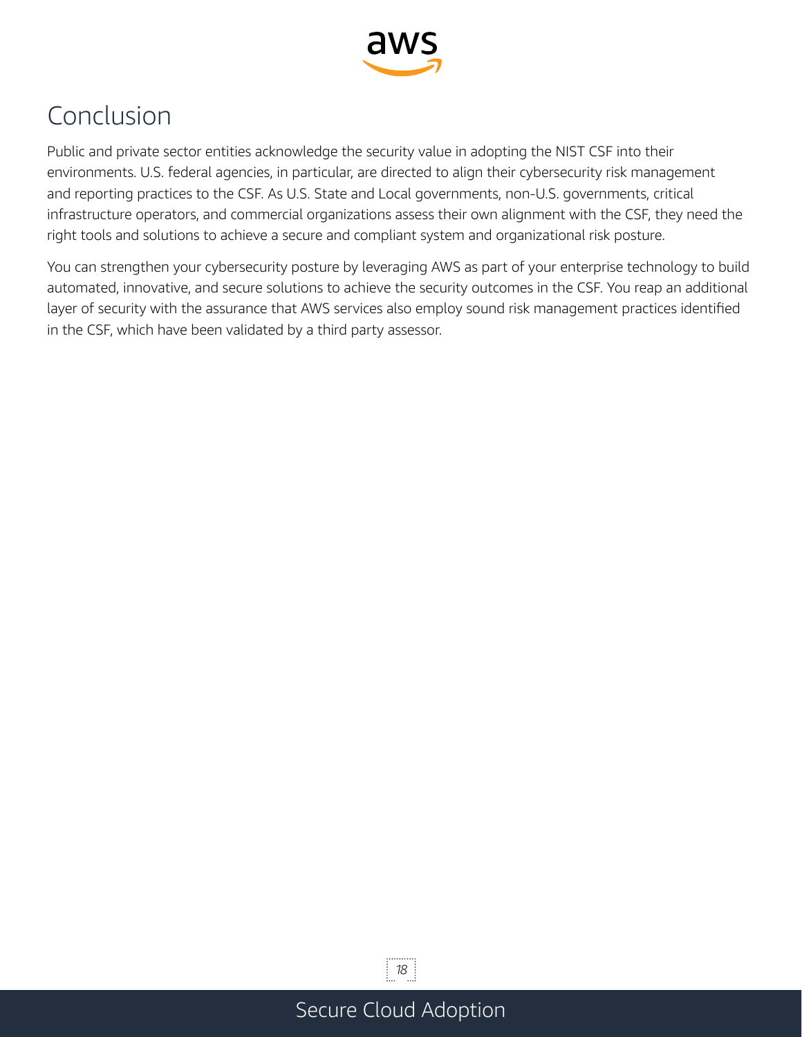# Conclusion

Public and private sector entities acknowledge the security value in adopting the NIST CSF into their environments. U.S. federal agencies, in particular, are directed to align their cybersecurity risk management and reporting practices to the CSF. As U.S. State and Local governments, non-U.S. governments, critical infrastructure operators, and commercial organizations assess their own alignment with the CSF, they need the right tools and solutions to achieve a secure and compliant system and organizational risk posture.

You can strengthen your cybersecurity posture by leveraging AWS as part of your enterprise technology to build automated, innovative, and secure solutions to achieve the security outcomes in the CSF. You reap an additional layer of security with the assurance that AWS services also employ sound risk management practices identified in the CSF, which have been validated by a third party assessor.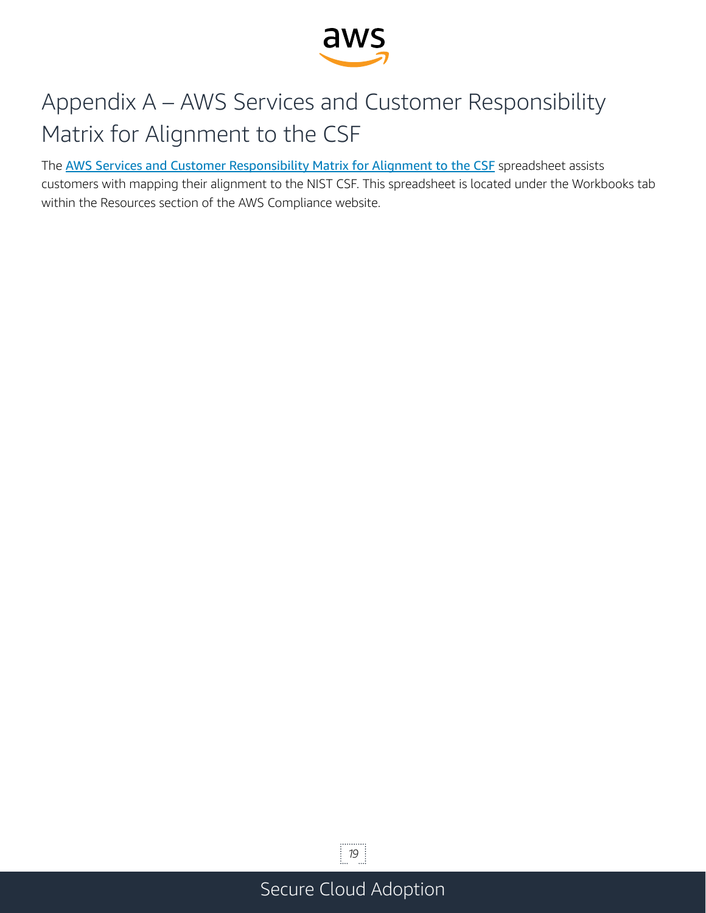# Appendix A – AWS Services and Customer Responsibility Matrix for Alignment to the CSF

The AWS Services and Customer Responsibility Matrix for Alignment to the CSF spreadsheet assists customers with mapping their alignment to the NIST CSF. This spreadsheet is located under the Workbooks tab within the Resources section of the AWS Compliance website.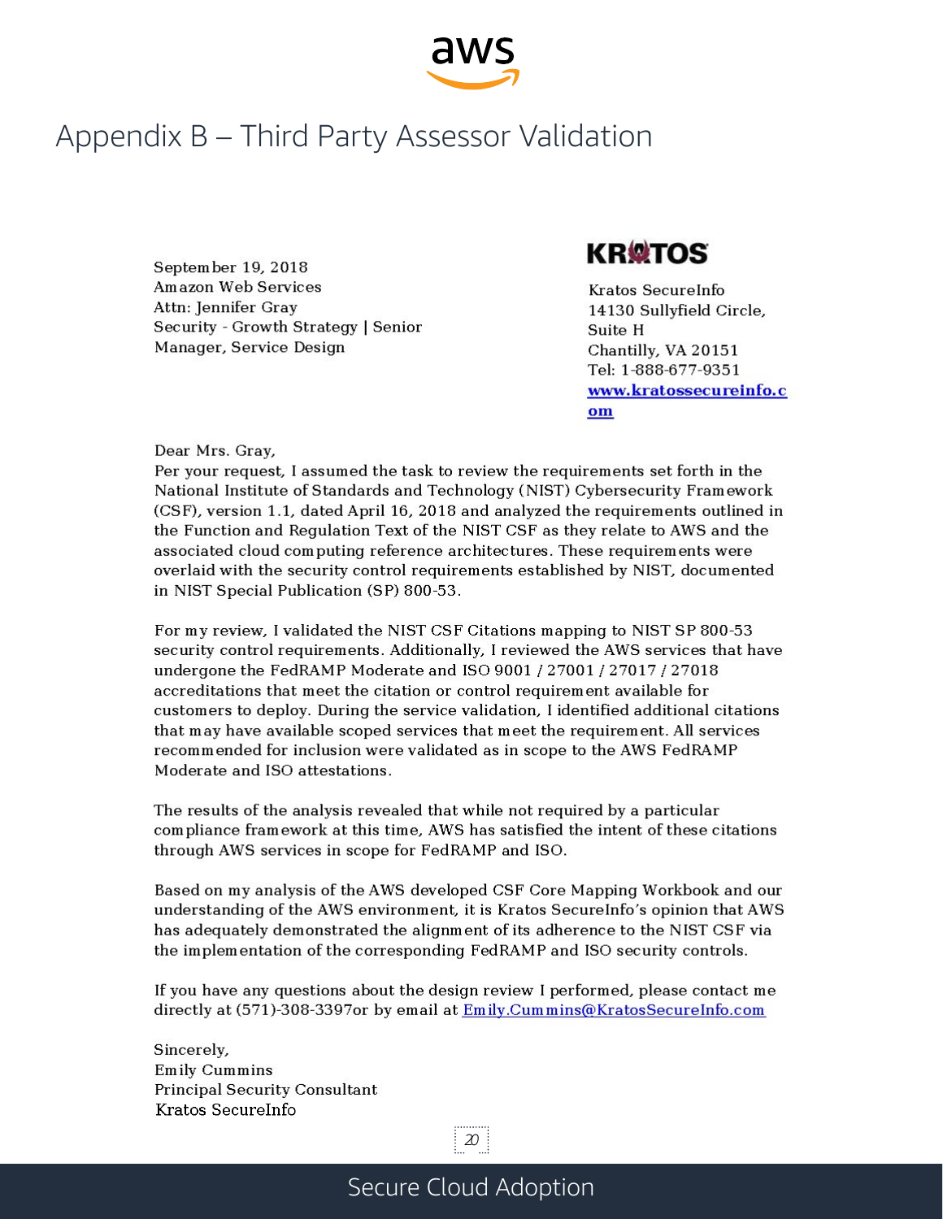# Appendix B – Third Party Assessor Validation

September 19, 2018
Amazon Web Services
Attn: Jennifer Gray
Security - Growth Strategy | Senior Manager, Service Design

KRATOS

Kratos SecureInfo
14130 Sullyfield Circle, Suite H
Chantilly, VA 20151
Tel: 1-888-677-9351
www.kratossecureinfo.com

Dear Mrs. Gray,
Per your request, I assumed the task to review the requirements set forth in the National Institute of Standards and Technology (NIST) Cybersecurity Framework (CSF), version 1.1, dated April 16, 2018 and analyzed the requirements outlined in the Function and Regulation Text of the NIST CSF as they relate to AWS and the associated cloud computing reference architectures. These requirements were overlaid with the security control requirements established by NIST, documented in NIST Special Publication (SP) 800-53.

For my review, I validated the NIST CSF Citations mapping to NIST SP 800-53 security control requirements. Additionally, I reviewed the AWS services that have undergone the FedRAMP Moderate and ISO 9001 / 27001 / 27017 / 27018 accreditations that meet the citation or control requirement available for customers to deploy. During the service validation, I identified additional citations that may have available scoped services that meet the requirement. All services recommended for inclusion were validated as in scope to the AWS FedRAMP Moderate and ISO attestations.

The results of the analysis revealed that while not required by a particular compliance framework at this time, AWS has satisfied the intent of these citations through AWS services in scope for FedRAMP and ISO.

Based on my analysis of the AWS developed CSF Core Mapping Workbook and our understanding of the AWS environment, it is Kratos SecureInfo's opinion that AWS has adequately demonstrated the alignment of its adherence to the NIST CSF via the implementation of the corresponding FedRAMP and ISO security controls.

If you have any questions about the design review I performed, please contact me directly at (571)-308-3397or by email at Emily.Cummins@KratosSecureInfo.com

Sincerely,
Emily Cummins
Principal Security Consultant
Kratos SecureInfo